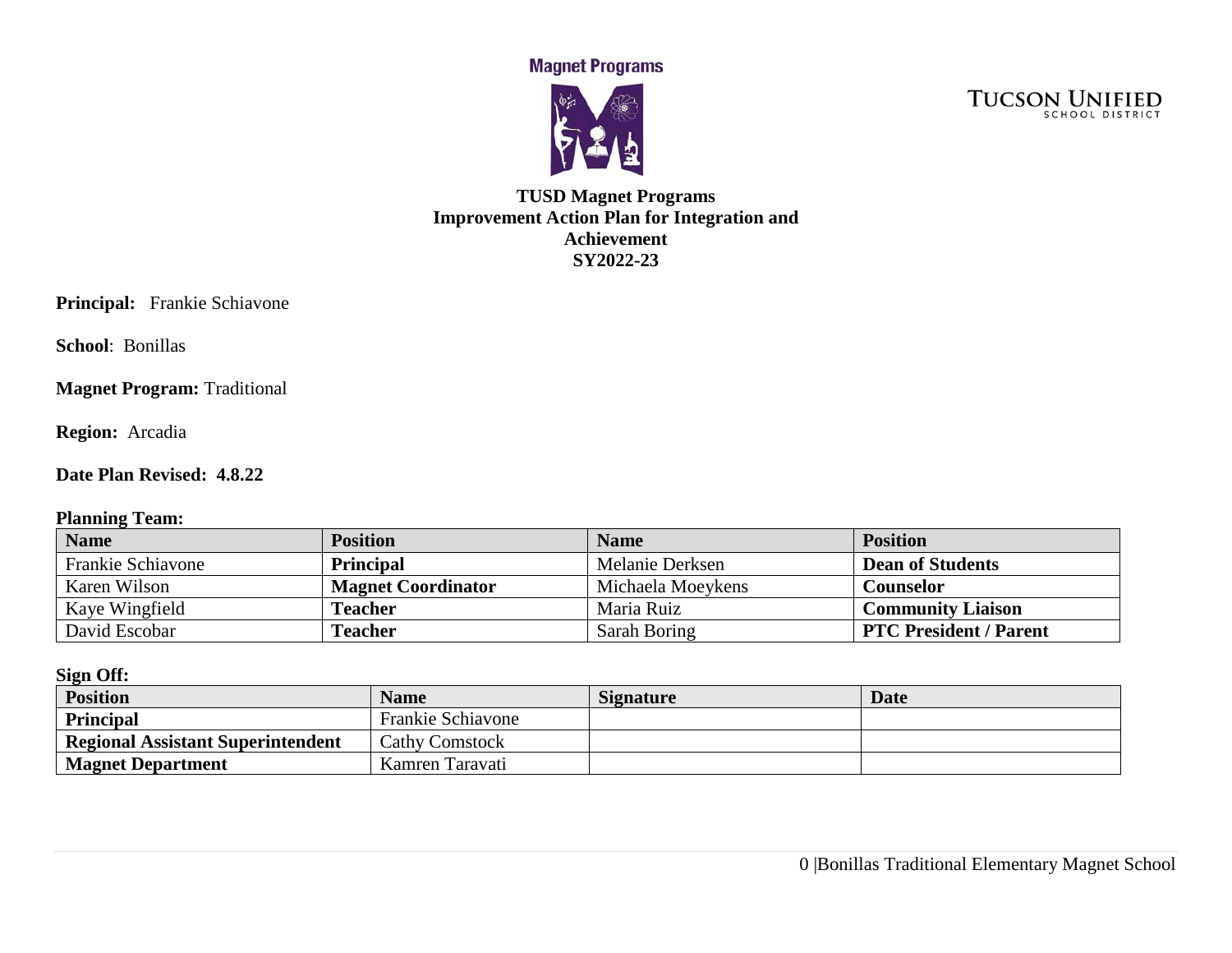Magnet Programs

TUCSON UNIFIED SCHOOL DISTRICT

# TUSD Magnet Programs Improvement Action Plan for Integration and Achievement SY2022-23

**Principal:** Frankie Schiavone

**School**: Bonillas

**Magnet Program:** Traditional

**Region:** Arcadia

**Date Plan Revised: 4.8.22**

**Planning Team:**

| Name | Position | Name | Position |
|---|---|---|---|
| Frankie Schiavone | **Principal** | Melanie Derksen | **Dean of Students** |
| Karen Wilson | **Magnet Coordinator** | Michaela Moeykens | **Counselor** |
| Kaye Wingfield | **Teacher** | Maria Ruiz | **Community Liaison** |
| David Escobar | **Teacher** | Sarah Boring | **PTC President / Parent** |

**Sign Off:**

| Position | Name | Signature | Date |
|---|---|---|---|
| **Principal** | Frankie Schiavone | | |
| **Regional Assistant Superintendent** | Cathy Comstock | | |
| **Magnet Department** | Kamren Taravati | | |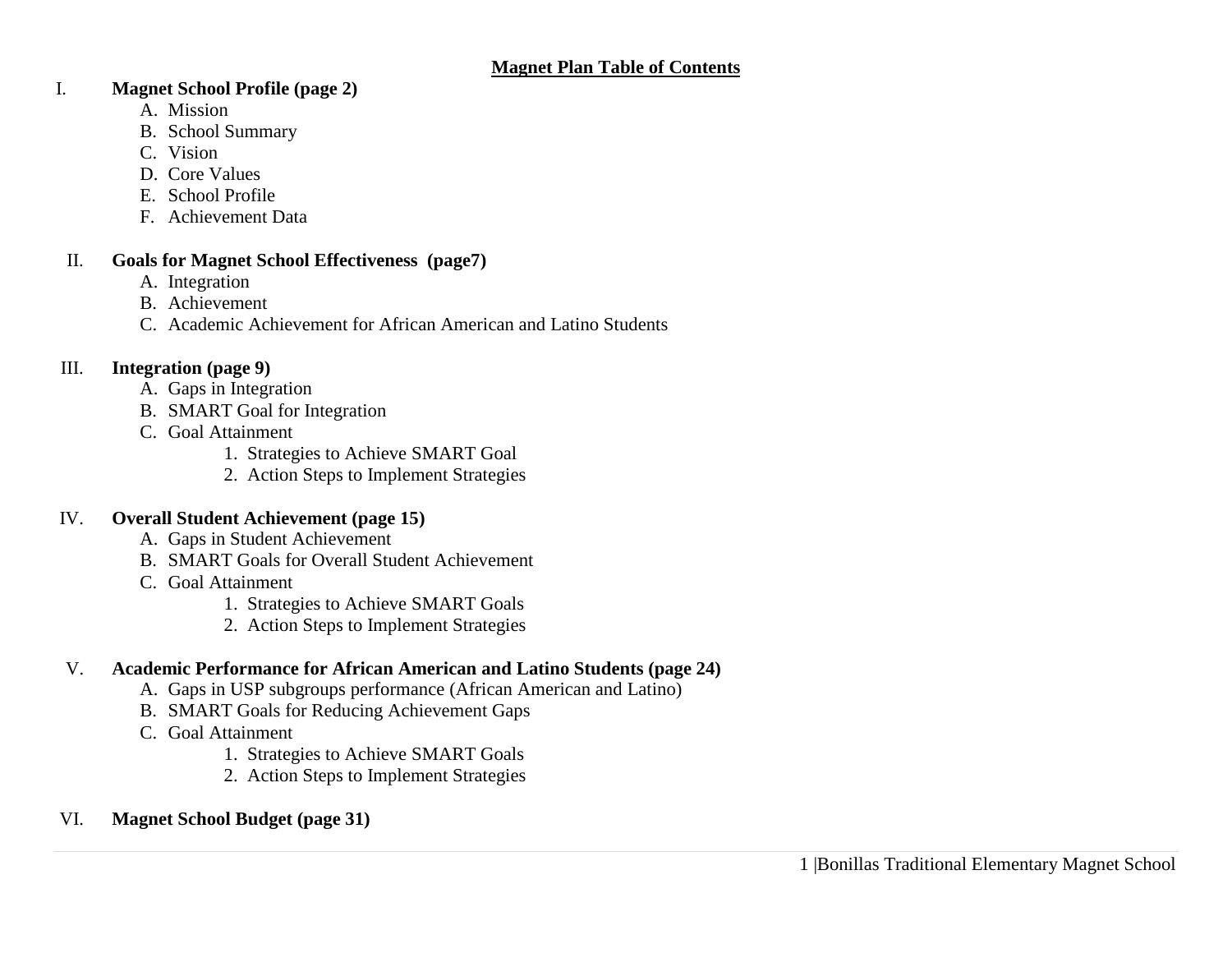# Magnet Plan Table of Contents

I. **Magnet School Profile (page 2)**
   - A. Mission
   - B. School Summary
   - C. Vision
   - D. Core Values
   - E. School Profile
   - F. Achievement Data

II. **Goals for Magnet School Effectiveness (page7)**
   - A. Integration
   - B. Achievement
   - C. Academic Achievement for African American and Latino Students

III. **Integration (page 9)**
   - A. Gaps in Integration
   - B. SMART Goal for Integration
   - C. Goal Attainment
     1. Strategies to Achieve SMART Goal
     2. Action Steps to Implement Strategies

IV. **Overall Student Achievement (page 15)**
   - A. Gaps in Student Achievement
   - B. SMART Goals for Overall Student Achievement
   - C. Goal Attainment
     1. Strategies to Achieve SMART Goals
     2. Action Steps to Implement Strategies

V. **Academic Performance for African American and Latino Students (page 24)**
   - A. Gaps in USP subgroups performance (African American and Latino)
   - B. SMART Goals for Reducing Achievement Gaps
   - C. Goal Attainment
     1. Strategies to Achieve SMART Goals
     2. Action Steps to Implement Strategies

VI. **Magnet School Budget (page 31)**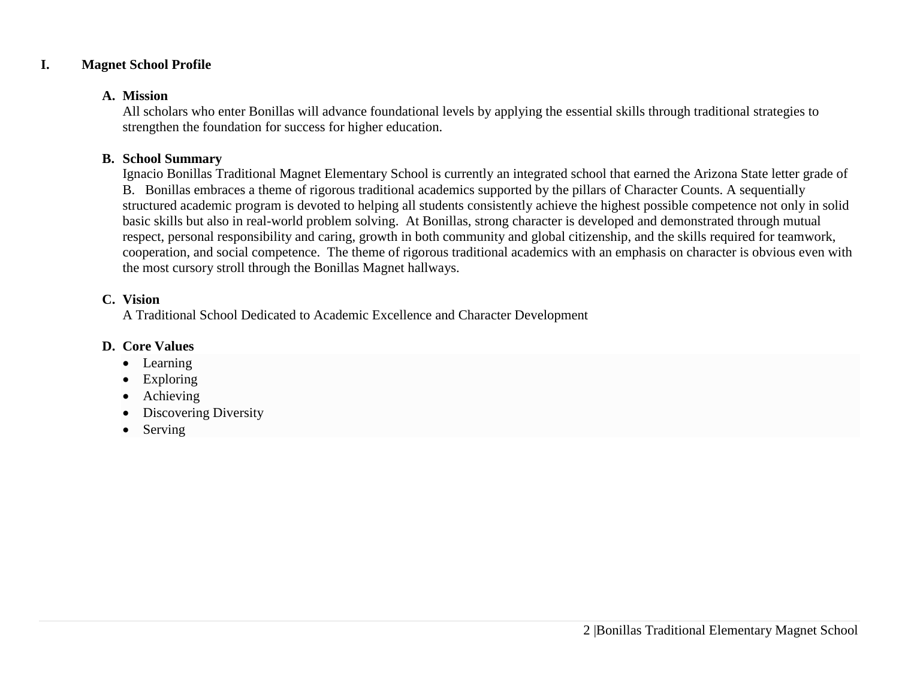# I. Magnet School Profile

## A. Mission

All scholars who enter Bonillas will advance foundational levels by applying the essential skills through traditional strategies to strengthen the foundation for success for higher education.

## B. School Summary

Ignacio Bonillas Traditional Magnet Elementary School is currently an integrated school that earned the Arizona State letter grade of B. Bonillas embraces a theme of rigorous traditional academics supported by the pillars of Character Counts. A sequentially structured academic program is devoted to helping all students consistently achieve the highest possible competence not only in solid basic skills but also in real-world problem solving. At Bonillas, strong character is developed and demonstrated through mutual respect, personal responsibility and caring, growth in both community and global citizenship, and the skills required for teamwork, cooperation, and social competence. The theme of rigorous traditional academics with an emphasis on character is obvious even with the most cursory stroll through the Bonillas Magnet hallways.

## C. Vision

A Traditional School Dedicated to Academic Excellence and Character Development

## D. Core Values

- Learning
- Exploring
- Achieving
- Discovering Diversity
- Serving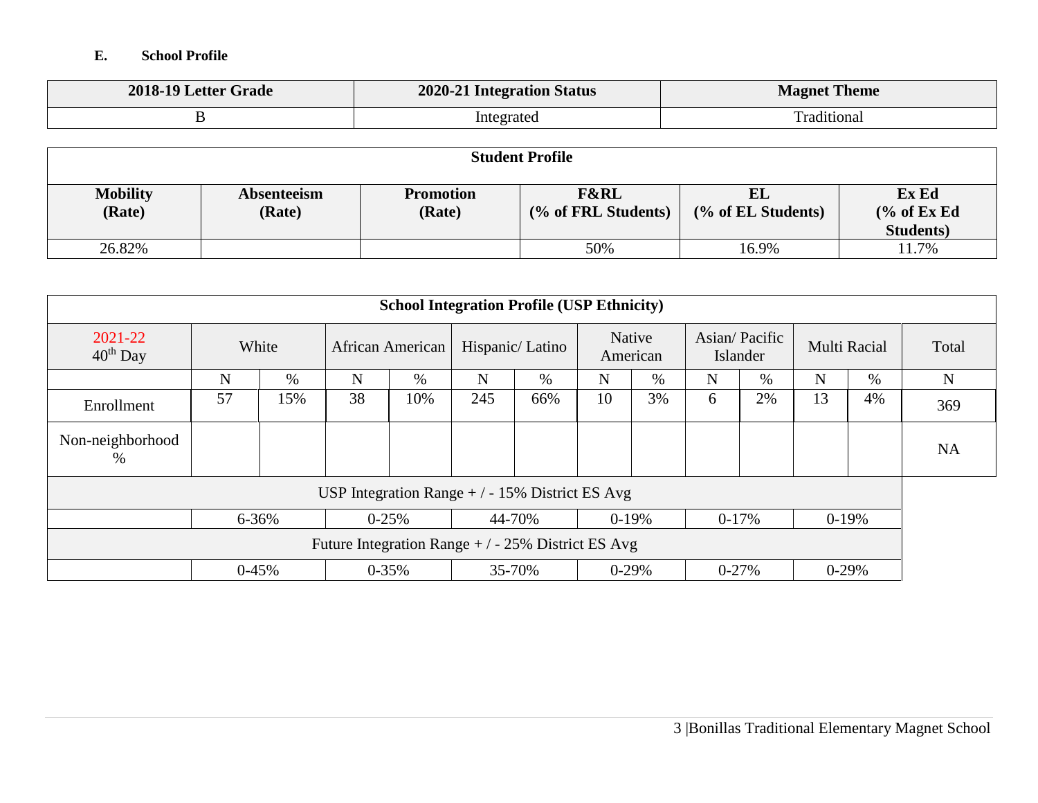### E. School Profile

| 2018-19 Letter Grade | 2020-21 Integration Status | Magnet Theme |
|---|---|---|
| B | Integrated | Traditional |

| Student Profile | | | | | |
|---|---|---|---|---|---|
| **Mobility (Rate)** | **Absenteeism (Rate)** | **Promotion (Rate)** | **F&RL (% of FRL Students)** | **EL (% of EL Students)** | **Ex Ed (% of Ex Ed Students)** |
| 26.82% | | | 50% | 16.9% | 11.7% |

| School Integration Profile (USP Ethnicity) | | | | | | | | | | | | | |
|---|---|---|---|---|---|---|---|---|---|---|---|---|---|
| 2021-22 40th Day | White | | African American | | Hispanic/ Latino | | Native American | | Asian/ Pacific Islander | | Multi Racial | | Total |
| | N | % | N | % | N | % | N | % | N | % | N | % | N |
| Enrollment | 57 | 15% | 38 | 10% | 245 | 66% | 10 | 3% | 6 | 2% | 13 | 4% | 369 |
| Non-neighborhood % | | | | | | | | | | | | | NA |
| USP Integration Range + / - 15% District ES Avg | | | | | | | | | | | | | |
| | 6-36% | | 0-25% | | 44-70% | | 0-19% | | 0-17% | | 0-19% | | |
| Future Integration Range + / - 25% District ES Avg | | | | | | | | | | | | | |
| | 0-45% | | 0-35% | | 35-70% | | 0-29% | | 0-27% | | 0-29% | | |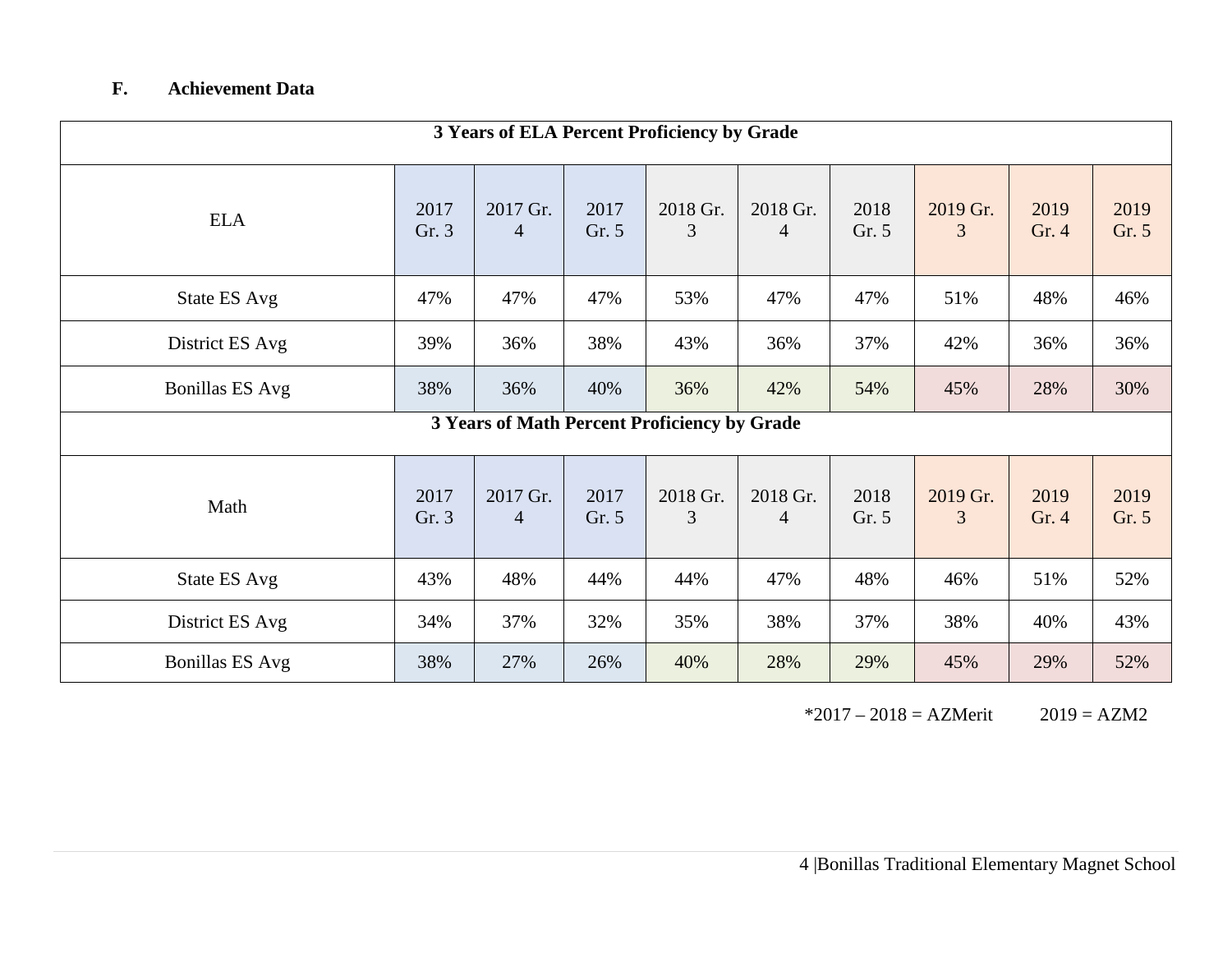**F. Achievement Data**

| 3 Years of ELA Percent Proficiency by Grade | | | | | | | | | |
|---|---|---|---|---|---|---|---|---|---|
| ELA | 2017 Gr. 3 | 2017 Gr. 4 | 2017 Gr. 5 | 2018 Gr. 3 | 2018 Gr. 4 | 2018 Gr. 5 | 2019 Gr. 3 | 2019 Gr. 4 | 2019 Gr. 5 |
| State ES Avg | 47% | 47% | 47% | 53% | 47% | 47% | 51% | 48% | 46% |
| District ES Avg | 39% | 36% | 38% | 43% | 36% | 37% | 42% | 36% | 36% |
| Bonillas ES Avg | 38% | 36% | 40% | 36% | 42% | 54% | 45% | 28% | 30% |
| **3 Years of Math Percent Proficiency by Grade** | | | | | | | | | |
| Math | 2017 Gr. 3 | 2017 Gr. 4 | 2017 Gr. 5 | 2018 Gr. 3 | 2018 Gr. 4 | 2018 Gr. 5 | 2019 Gr. 3 | 2019 Gr. 4 | 2019 Gr. 5 |
| State ES Avg | 43% | 48% | 44% | 44% | 47% | 48% | 46% | 51% | 52% |
| District ES Avg | 34% | 37% | 32% | 35% | 38% | 37% | 38% | 40% | 43% |
| Bonillas ES Avg | 38% | 27% | 26% | 40% | 28% | 29% | 45% | 29% | 52% |

*2017 – 2018 = AZMerit 2019 = AZM2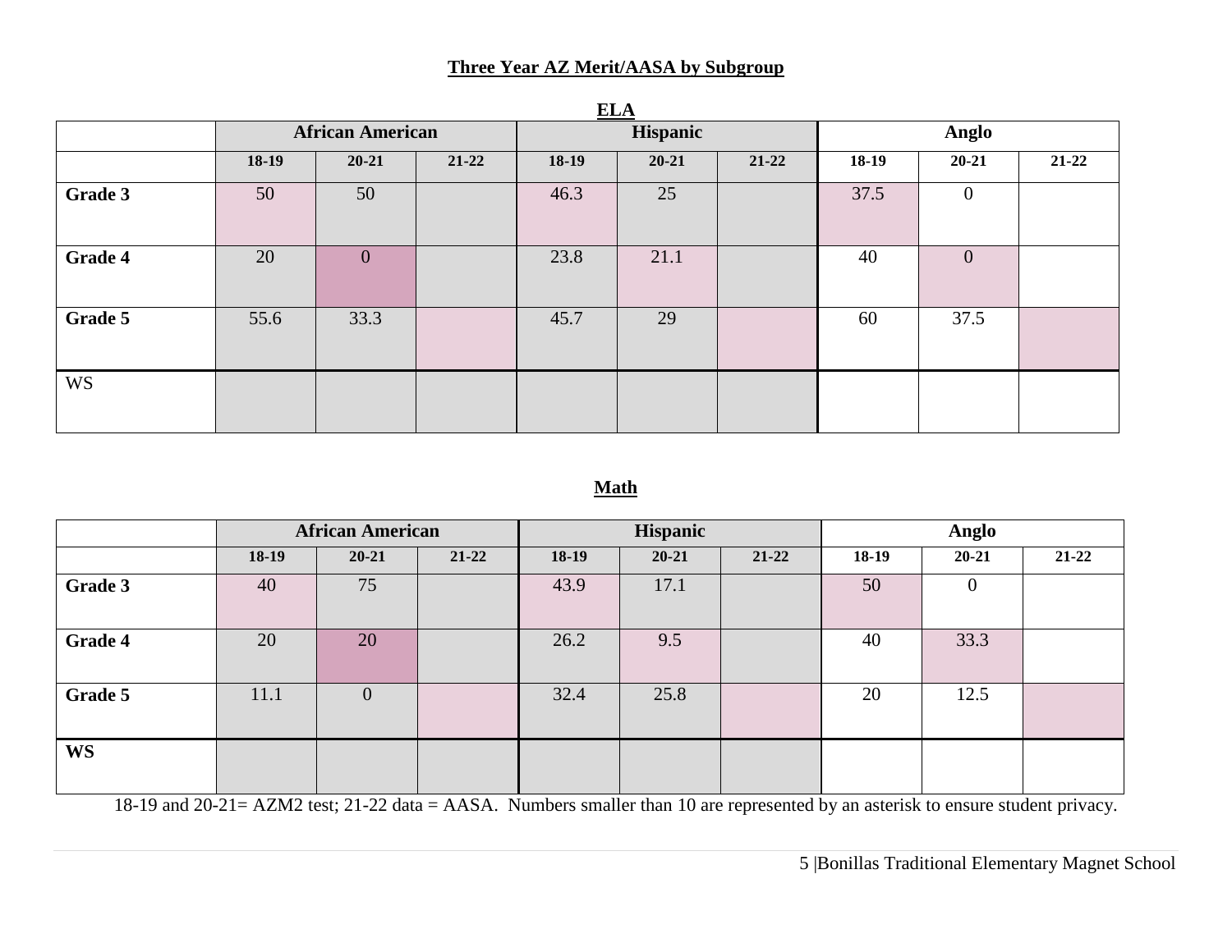## Three Year AZ Merit/AASA by Subgroup

### ELA

| | African American | | | Hispanic | | | Anglo | | |
|---|---|---|---|---|---|---|---|---|---|
| | 18-19 | 20-21 | 21-22 | 18-19 | 20-21 | 21-22 | 18-19 | 20-21 | 21-22 |
| **Grade 3** | 50 | 50 | | 46.3 | 25 | | 37.5 | 0 | |
| **Grade 4** | 20 | 0 | | 23.8 | 21.1 | | 40 | 0 | |
| **Grade 5** | 55.6 | 33.3 | | 45.7 | 29 | | 60 | 37.5 | |
| WS | | | | | | | | | |

### Math

| | African American | | | Hispanic | | | Anglo | | |
|---|---|---|---|---|---|---|---|---|---|
| | 18-19 | 20-21 | 21-22 | 18-19 | 20-21 | 21-22 | 18-19 | 20-21 | 21-22 |
| **Grade 3** | 40 | 75 | | 43.9 | 17.1 | | 50 | 0 | |
| **Grade 4** | 20 | 20 | | 26.2 | 9.5 | | 40 | 33.3 | |
| **Grade 5** | 11.1 | 0 | | 32.4 | 25.8 | | 20 | 12.5 | |
| **WS** | | | | | | | | | |

18-19 and 20-21= AZM2 test; 21-22 data = AASA. Numbers smaller than 10 are represented by an asterisk to ensure student privacy.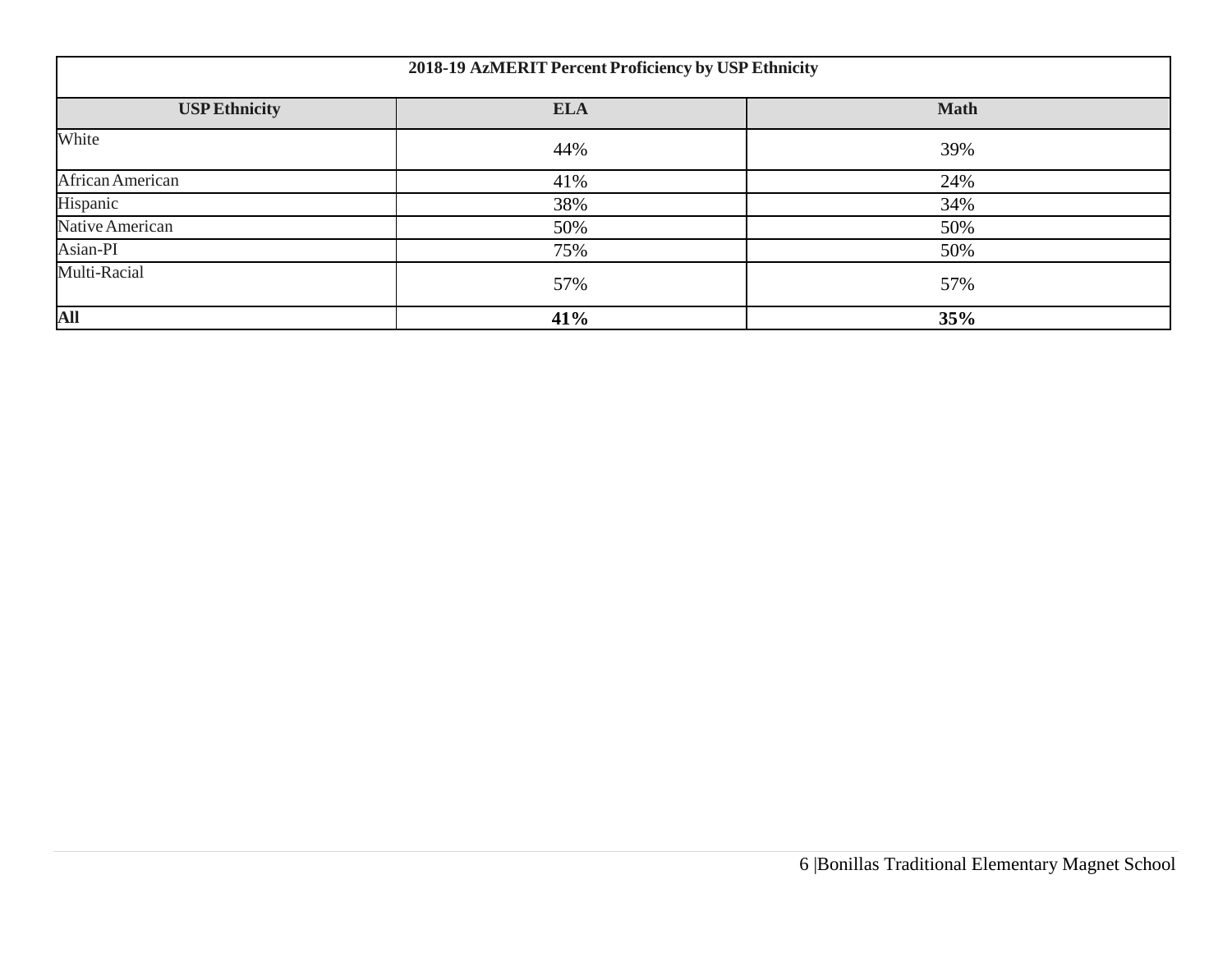| 2018-19 AzMERIT Percent Proficiency by USP Ethnicity | | |
|---|---|---|
| **USP Ethnicity** | **ELA** | **Math** |
| White | 44% | 39% |
| African American | 41% | 24% |
| Hispanic | 38% | 34% |
| Native American | 50% | 50% |
| Asian-PI | 75% | 50% |
| Multi-Racial | 57% | 57% |
| **All** | **41%** | **35%** |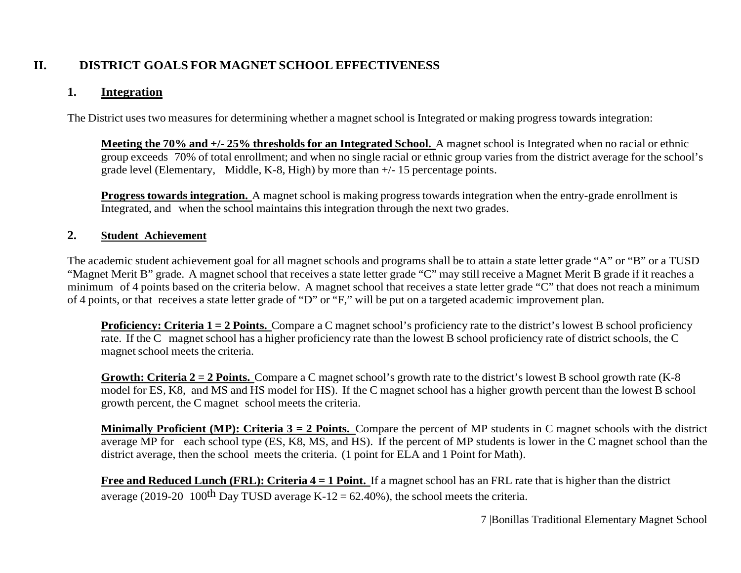## II. DISTRICT GOALS FOR MAGNET SCHOOL EFFECTIVENESS

### 1. Integration

The District uses two measures for determining whether a magnet school is Integrated or making progress towards integration:

**Meeting the 70% and +/- 25% thresholds for an Integrated School.** A magnet school is Integrated when no racial or ethnic group exceeds 70% of total enrollment; and when no single racial or ethnic group varies from the district average for the school's grade level (Elementary, Middle, K-8, High) by more than +/- 15 percentage points.

**Progress towards integration.** A magnet school is making progress towards integration when the entry-grade enrollment is Integrated, and when the school maintains this integration through the next two grades.

### 2. Student Achievement

The academic student achievement goal for all magnet schools and programs shall be to attain a state letter grade "A" or "B" or a TUSD "Magnet Merit B" grade. A magnet school that receives a state letter grade "C" may still receive a Magnet Merit B grade if it reaches a minimum of 4 points based on the criteria below. A magnet school that receives a state letter grade "C" that does not reach a minimum of 4 points, or that receives a state letter grade of "D" or "F," will be put on a targeted academic improvement plan.

**Proficiency: Criteria 1 = 2 Points.** Compare a C magnet school's proficiency rate to the district's lowest B school proficiency rate. If the C magnet school has a higher proficiency rate than the lowest B school proficiency rate of district schools, the C magnet school meets the criteria.

**Growth: Criteria 2 = 2 Points.** Compare a C magnet school's growth rate to the district's lowest B school growth rate (K-8 model for ES, K8, and MS and HS model for HS). If the C magnet school has a higher growth percent than the lowest B school growth percent, the C magnet school meets the criteria.

**Minimally Proficient (MP): Criteria 3 = 2 Points.** Compare the percent of MP students in C magnet schools with the district average MP for each school type (ES, K8, MS, and HS). If the percent of MP students is lower in the C magnet school than the district average, then the school meets the criteria. (1 point for ELA and 1 Point for Math).

**Free and Reduced Lunch (FRL): Criteria 4 = 1 Point.** If a magnet school has an FRL rate that is higher than the district average (2019-20 100th Day TUSD average K-12 = 62.40%), the school meets the criteria.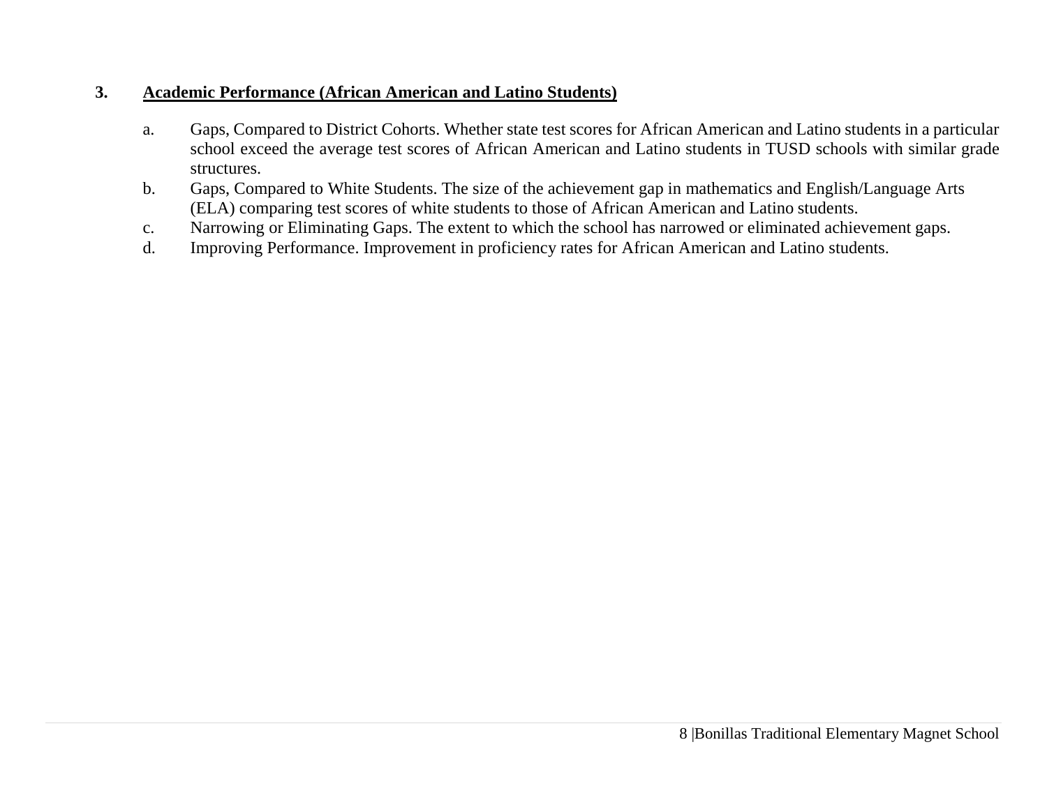### 3. <u>Academic Performance (African American and Latino Students)</u>

a. Gaps, Compared to District Cohorts. Whether state test scores for African American and Latino students in a particular school exceed the average test scores of African American and Latino students in TUSD schools with similar grade structures.

b. Gaps, Compared to White Students. The size of the achievement gap in mathematics and English/Language Arts (ELA) comparing test scores of white students to those of African American and Latino students.

c. Narrowing or Eliminating Gaps. The extent to which the school has narrowed or eliminated achievement gaps.

d. Improving Performance. Improvement in proficiency rates for African American and Latino students.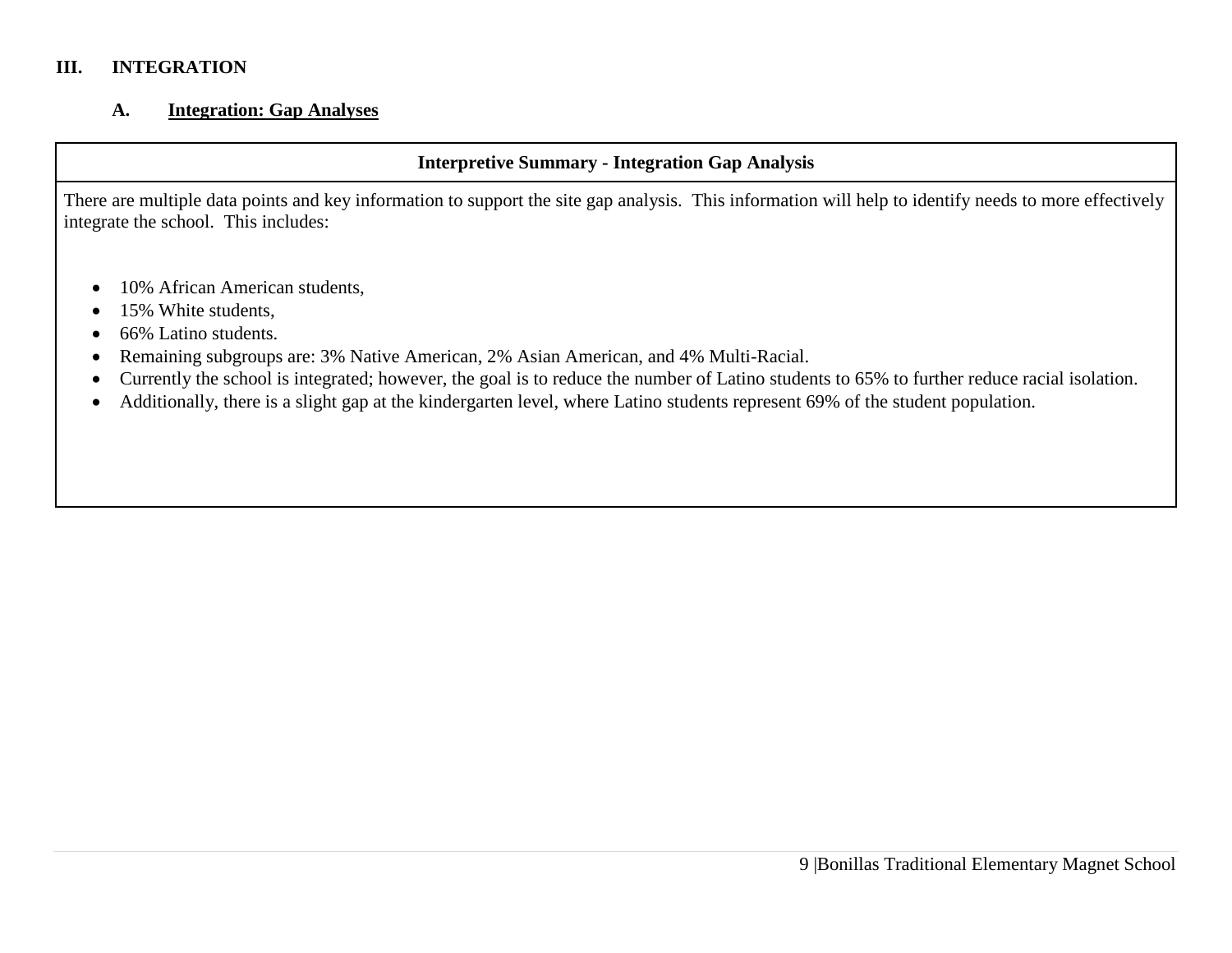## III. INTEGRATION

### A. Integration: Gap Analyses

| Interpretive Summary - Integration Gap Analysis |
| --- |
| There are multiple data points and key information to support the site gap analysis. This information will help to identify needs to more effectively integrate the school. This includes:<br><br>• 10% African American students,<br>• 15% White students,<br>• 66% Latino students.<br>• Remaining subgroups are: 3% Native American, 2% Asian American, and 4% Multi-Racial.<br>• Currently the school is integrated; however, the goal is to reduce the number of Latino students to 65% to further reduce racial isolation.<br>• Additionally, there is a slight gap at the kindergarten level, where Latino students represent 69% of the student population. |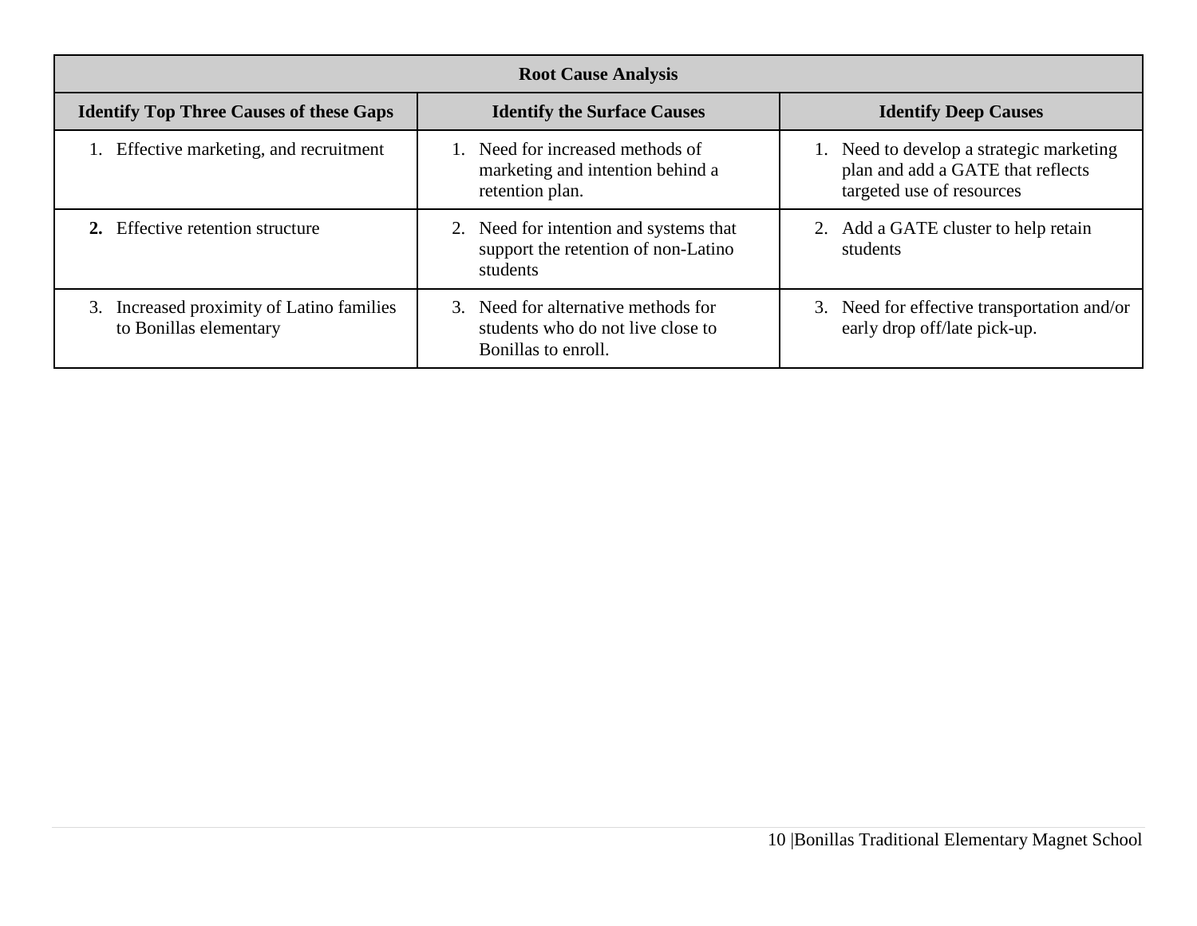| Root Cause Analysis | | |
|---|---|---|
| **Identify Top Three Causes of these Gaps** | **Identify the Surface Causes** | **Identify Deep Causes** |
| 1. Effective marketing, and recruitment | 1. Need for increased methods of marketing and intention behind a retention plan. | 1. Need to develop a strategic marketing plan and add a GATE that reflects targeted use of resources |
| **2.** Effective retention structure | 2. Need for intention and systems that support the retention of non-Latino students | 2. Add a GATE cluster to help retain students |
| 3. Increased proximity of Latino families to Bonillas elementary | 3. Need for alternative methods for students who do not live close to Bonillas to enroll. | 3. Need for effective transportation and/or early drop off/late pick-up. |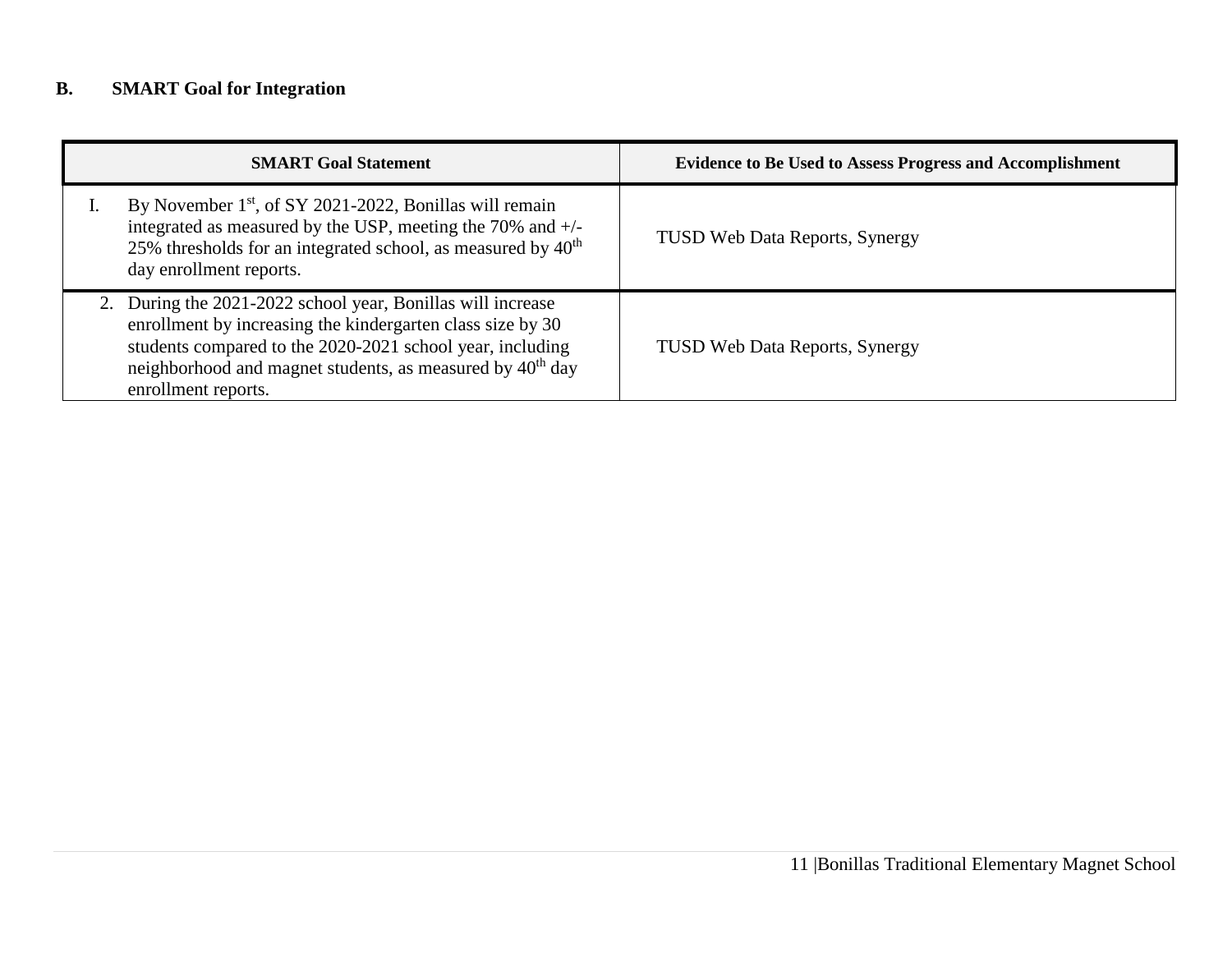## B. SMART Goal for Integration

| SMART Goal Statement | Evidence to Be Used to Assess Progress and Accomplishment |
| --- | --- |
| I. By November 1st, of SY 2021-2022, Bonillas will remain integrated as measured by the USP, meeting the 70% and +/- 25% thresholds for an integrated school, as measured by 40th day enrollment reports. | TUSD Web Data Reports, Synergy |
| 2. During the 2021-2022 school year, Bonillas will increase enrollment by increasing the kindergarten class size by 30 students compared to the 2020-2021 school year, including neighborhood and magnet students, as measured by 40th day enrollment reports. | TUSD Web Data Reports, Synergy |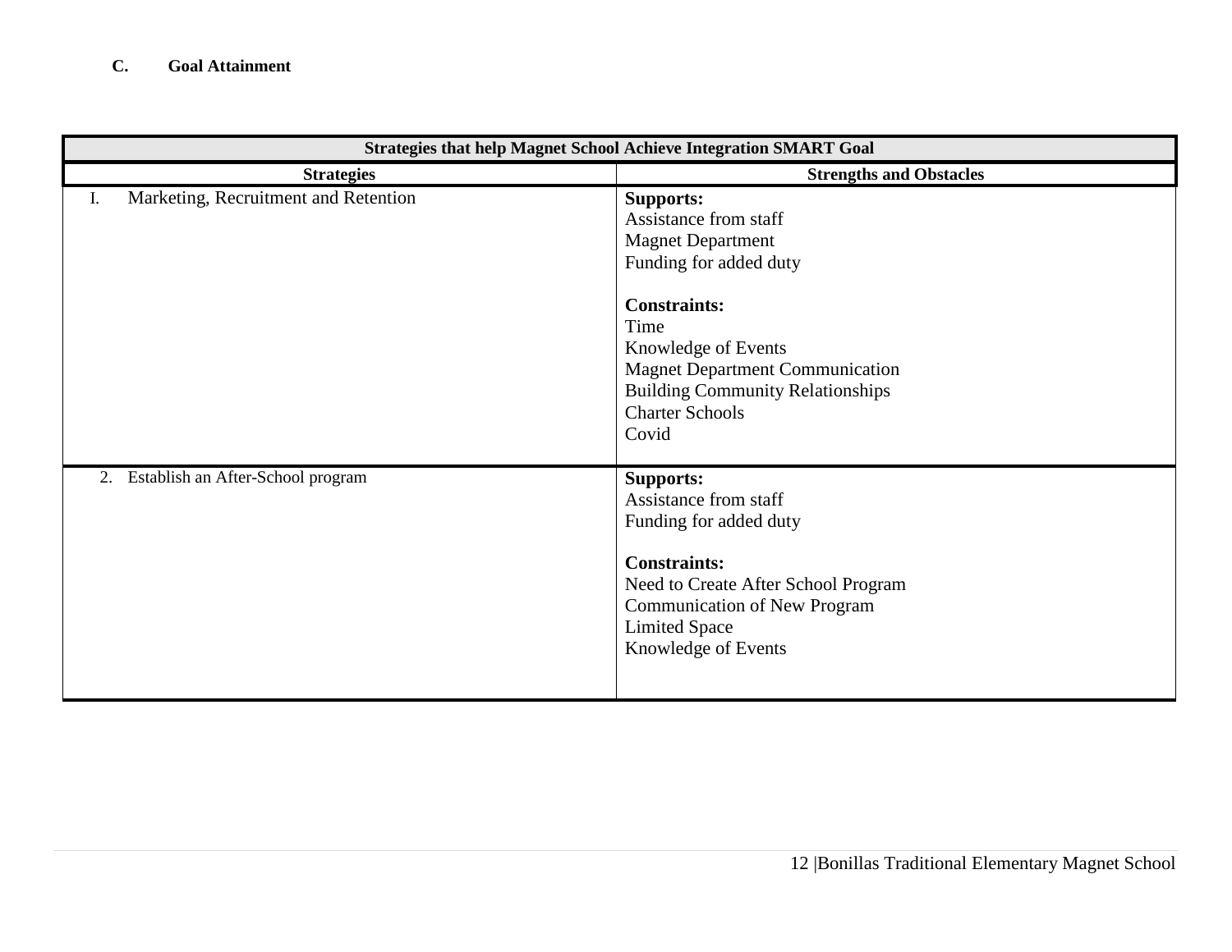**C. Goal Attainment**

| Strategies that help Magnet School Achieve Integration SMART Goal | |
|---|---|
| **Strategies** | **Strengths and Obstacles** |
| I. Marketing, Recruitment and Retention | **Supports:**<br>Assistance from staff<br>Magnet Department<br>Funding for added duty<br><br>**Constraints:**<br>Time<br>Knowledge of Events<br>Magnet Department Communication<br>Building Community Relationships<br>Charter Schools<br>Covid |
| 2. Establish an After-School program | **Supports:**<br>Assistance from staff<br>Funding for added duty<br><br>**Constraints:**<br>Need to Create After School Program<br>Communication of New Program<br>Limited Space<br>Knowledge of Events |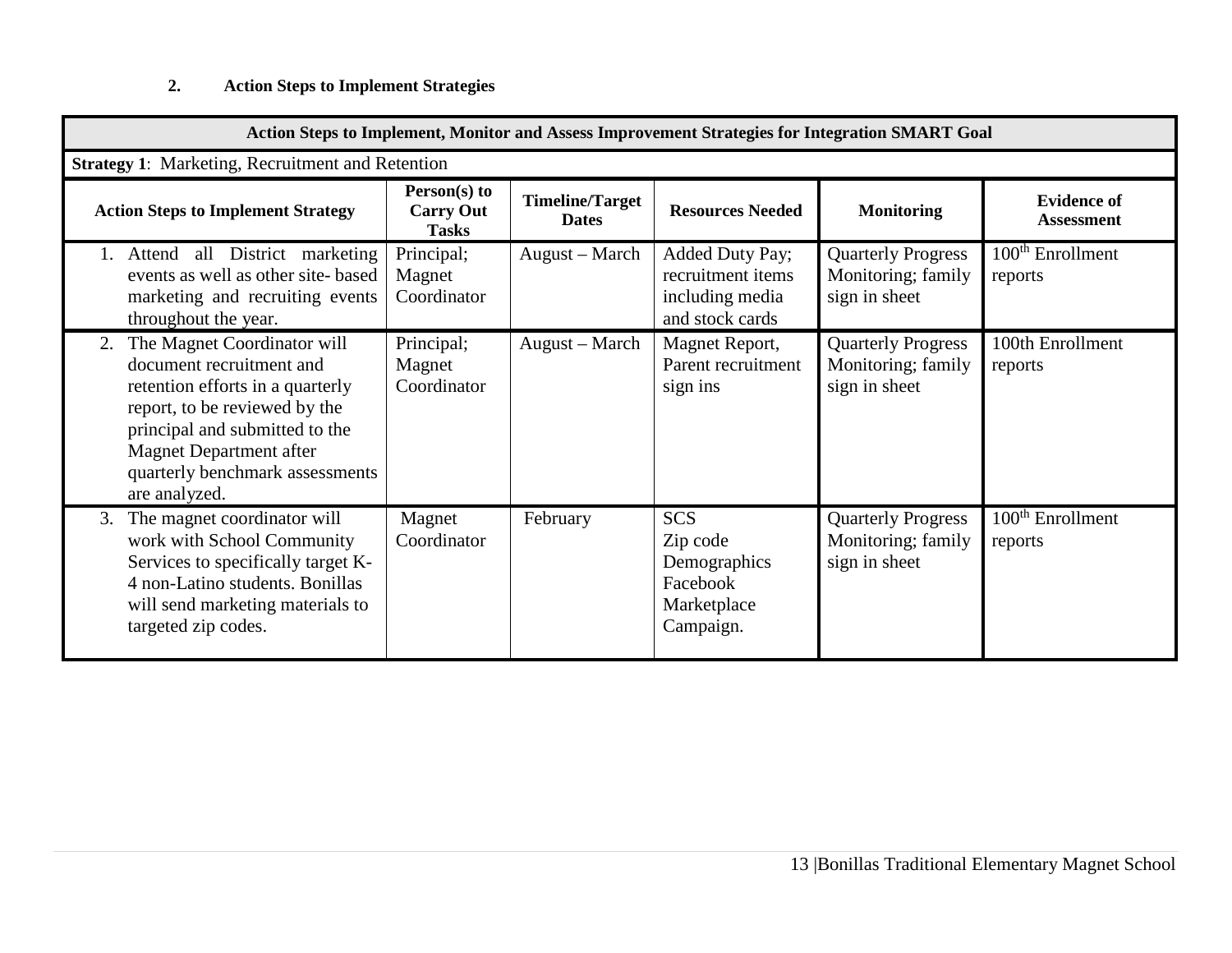**2. Action Steps to Implement Strategies**

| Action Steps to Implement, Monitor and Assess Improvement Strategies for Integration SMART Goal | | | | | |
|---|---|---|---|---|---|
| **Strategy 1**: Marketing, Recruitment and Retention | | | | | |
| **Action Steps to Implement Strategy** | **Person(s) to Carry Out Tasks** | **Timeline/Target Dates** | **Resources Needed** | **Monitoring** | **Evidence of Assessment** |
| 1. Attend all District marketing events as well as other site- based marketing and recruiting events throughout the year. | Principal; Magnet Coordinator | August – March | Added Duty Pay; recruitment items including media and stock cards | Quarterly Progress Monitoring; family sign in sheet | 100th Enrollment reports |
| 2. The Magnet Coordinator will document recruitment and retention efforts in a quarterly report, to be reviewed by the principal and submitted to the Magnet Department after quarterly benchmark assessments are analyzed. | Principal; Magnet Coordinator | August – March | Magnet Report, Parent recruitment sign ins | Quarterly Progress Monitoring; family sign in sheet | 100th Enrollment reports |
| 3. The magnet coordinator will work with School Community Services to specifically target K-4 non-Latino students. Bonillas will send marketing materials to targeted zip codes. | Magnet Coordinator | February | SCS Zip code Demographics Facebook Marketplace Campaign. | Quarterly Progress Monitoring; family sign in sheet | 100th Enrollment reports |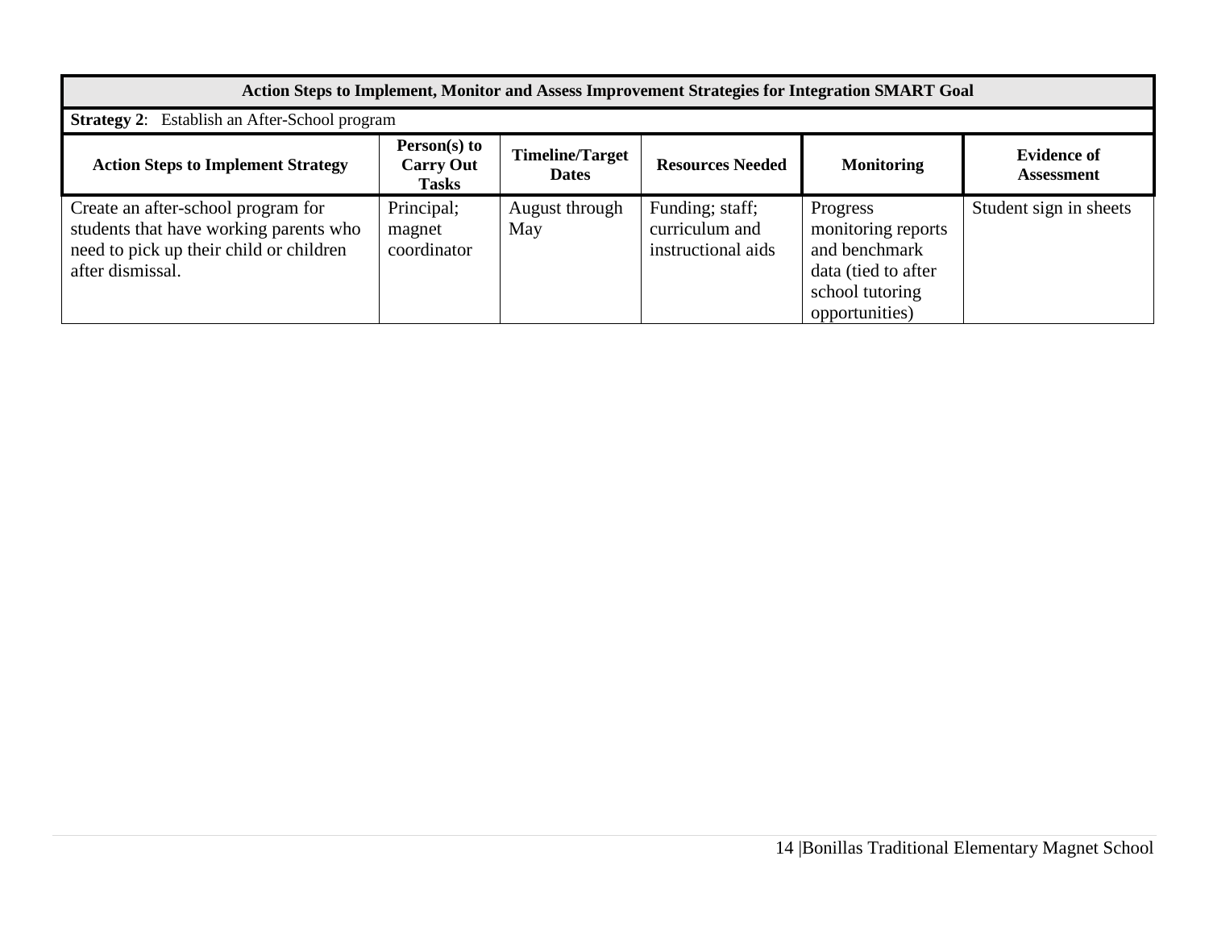| Action Steps to Implement, Monitor and Assess Improvement Strategies for Integration SMART Goal | | | | | |
|---|---|---|---|---|---|
| **Strategy 2**: Establish an After-School program | | | | | |
| **Action Steps to Implement Strategy** | **Person(s) to Carry Out Tasks** | **Timeline/Target Dates** | **Resources Needed** | **Monitoring** | **Evidence of Assessment** |
| Create an after-school program for students that have working parents who need to pick up their child or children after dismissal. | Principal; magnet coordinator | August through May | Funding; staff; curriculum and instructional aids | Progress monitoring reports and benchmark data (tied to after school tutoring opportunities) | Student sign in sheets |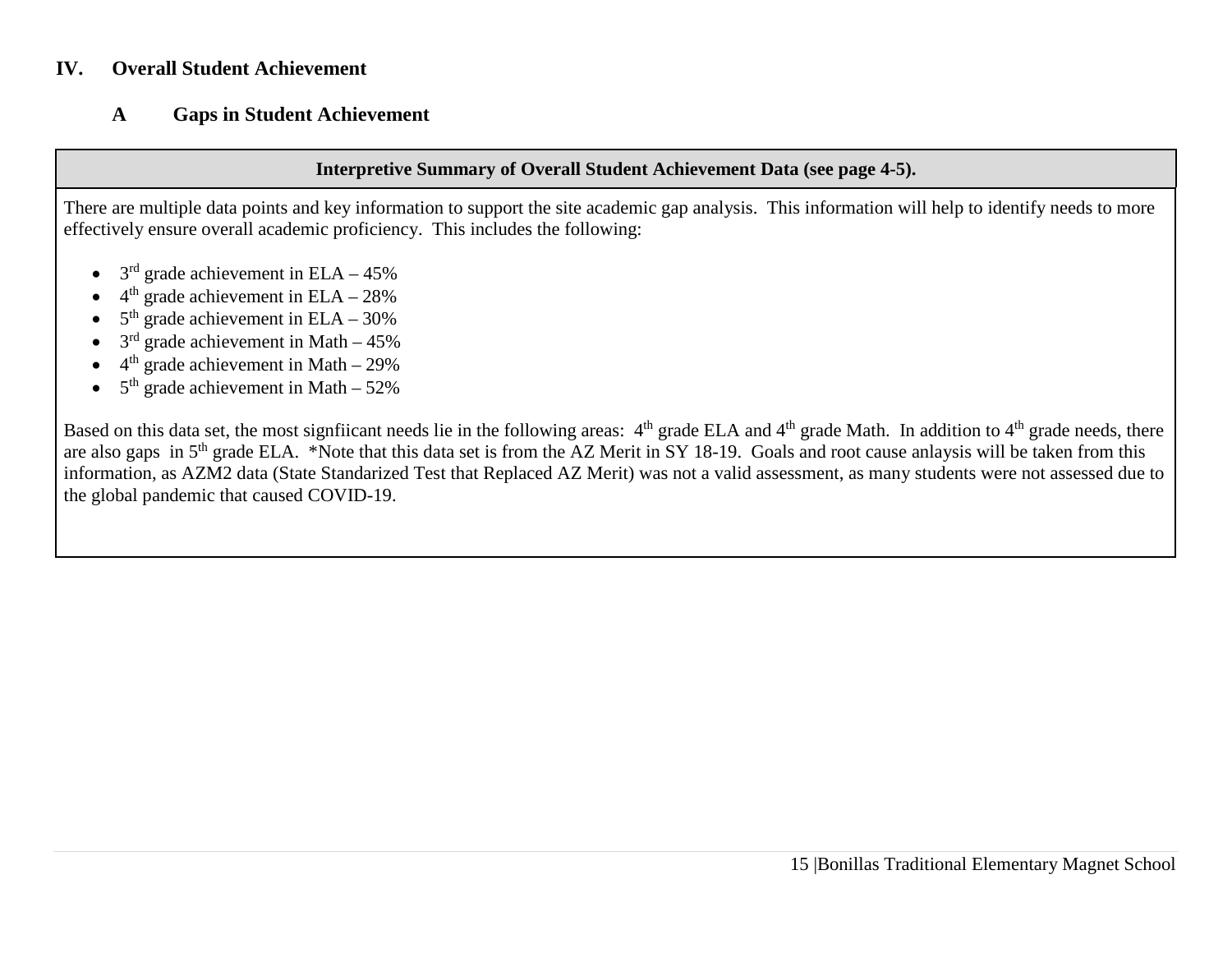## IV. Overall Student Achievement

### A Gaps in Student Achievement

| Interpretive Summary of Overall Student Achievement Data (see page 4-5). |
|---|
| There are multiple data points and key information to support the site academic gap analysis. This information will help to identify needs to more effectively ensure overall academic proficiency. This includes the following:<br><br>• 3rd grade achievement in ELA – 45%<br>• 4th grade achievement in ELA – 28%<br>• 5th grade achievement in ELA – 30%<br>• 3rd grade achievement in Math – 45%<br>• 4th grade achievement in Math – 29%<br>• 5th grade achievement in Math – 52%<br><br>Based on this data set, the most signfiicant needs lie in the following areas: 4th grade ELA and 4th grade Math. In addition to 4th grade needs, there are also gaps in 5th grade ELA. *Note that this data set is from the AZ Merit in SY 18-19. Goals and root cause anlaysis will be taken from this information, as AZM2 data (State Standarized Test that Replaced AZ Merit) was not a valid assessment, as many students were not assessed due to the global pandemic that caused COVID-19. |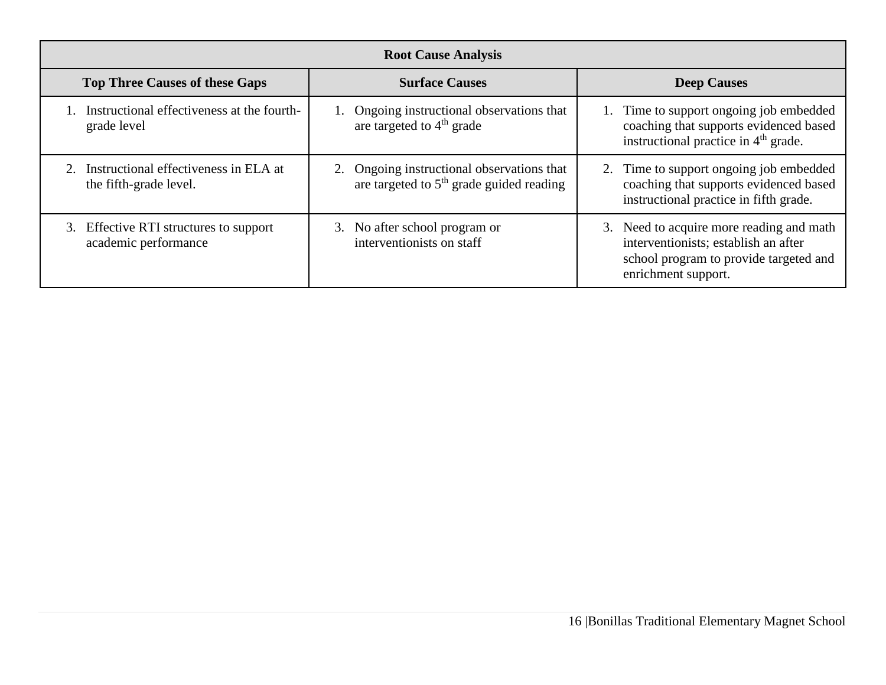| Root Cause Analysis | | |
|---|---|---|
| **Top Three Causes of these Gaps** | **Surface Causes** | **Deep Causes** |
| 1. Instructional effectiveness at the fourth-grade level | 1. Ongoing instructional observations that are targeted to 4th grade | 1. Time to support ongoing job embedded coaching that supports evidenced based instructional practice in 4th grade. |
| 2. Instructional effectiveness in ELA at the fifth-grade level. | 2. Ongoing instructional observations that are targeted to 5th grade guided reading | 2. Time to support ongoing job embedded coaching that supports evidenced based instructional practice in fifth grade. |
| 3. Effective RTI structures to support academic performance | 3. No after school program or interventionists on staff | 3. Need to acquire more reading and math interventionists; establish an after school program to provide targeted and enrichment support. |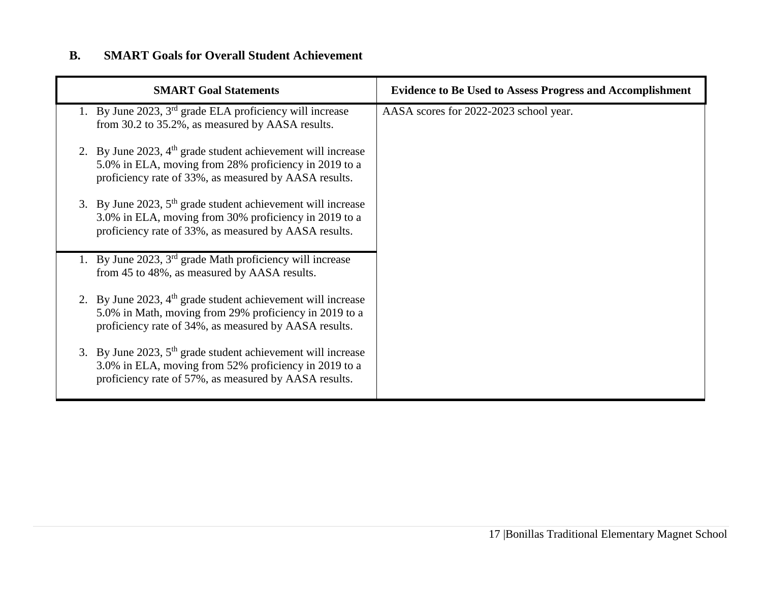## B. SMART Goals for Overall Student Achievement

| SMART Goal Statements | Evidence to Be Used to Assess Progress and Accomplishment |
|---|---|
| 1. By June 2023, 3rd grade ELA proficiency will increase from 30.2 to 35.2%, as measured by AASA results.<br><br>2. By June 2023, 4th grade student achievement will increase 5.0% in ELA, moving from 28% proficiency in 2019 to a proficiency rate of 33%, as measured by AASA results.<br><br>3. By June 2023, 5th grade student achievement will increase 3.0% in ELA, moving from 30% proficiency in 2019 to a proficiency rate of 33%, as measured by AASA results. | AASA scores for 2022-2023 school year. |
| 1. By June 2023, 3rd grade Math proficiency will increase from 45 to 48%, as measured by AASA results.<br><br>2. By June 2023, 4th grade student achievement will increase 5.0% in Math, moving from 29% proficiency in 2019 to a proficiency rate of 34%, as measured by AASA results.<br><br>3. By June 2023, 5th grade student achievement will increase 3.0% in ELA, moving from 52% proficiency in 2019 to a proficiency rate of 57%, as measured by AASA results. | |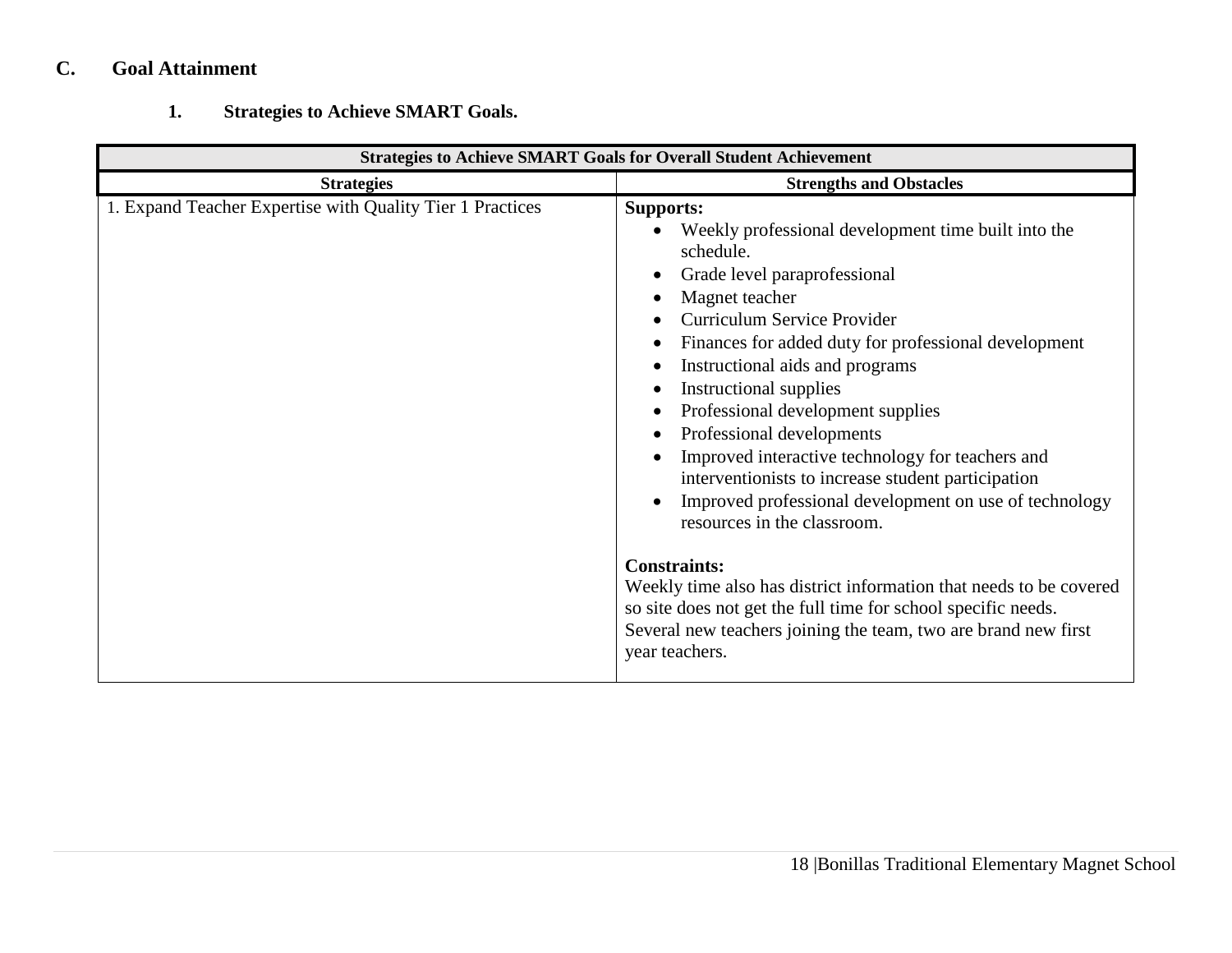## C. Goal Attainment

### 1. Strategies to Achieve SMART Goals.

| Strategies to Achieve SMART Goals for Overall Student Achievement | |
|---|---|
| **Strategies** | **Strengths and Obstacles** |
| 1. Expand Teacher Expertise with Quality Tier 1 Practices | **Supports:**<br>• Weekly professional development time built into the schedule.<br>• Grade level paraprofessional<br>• Magnet teacher<br>• Curriculum Service Provider<br>• Finances for added duty for professional development<br>• Instructional aids and programs<br>• Instructional supplies<br>• Professional development supplies<br>• Professional developments<br>• Improved interactive technology for teachers and interventionists to increase student participation<br>• Improved professional development on use of technology resources in the classroom.<br><br>**Constraints:**<br>Weekly time also has district information that needs to be covered so site does not get the full time for school specific needs.<br>Several new teachers joining the team, two are brand new first year teachers. |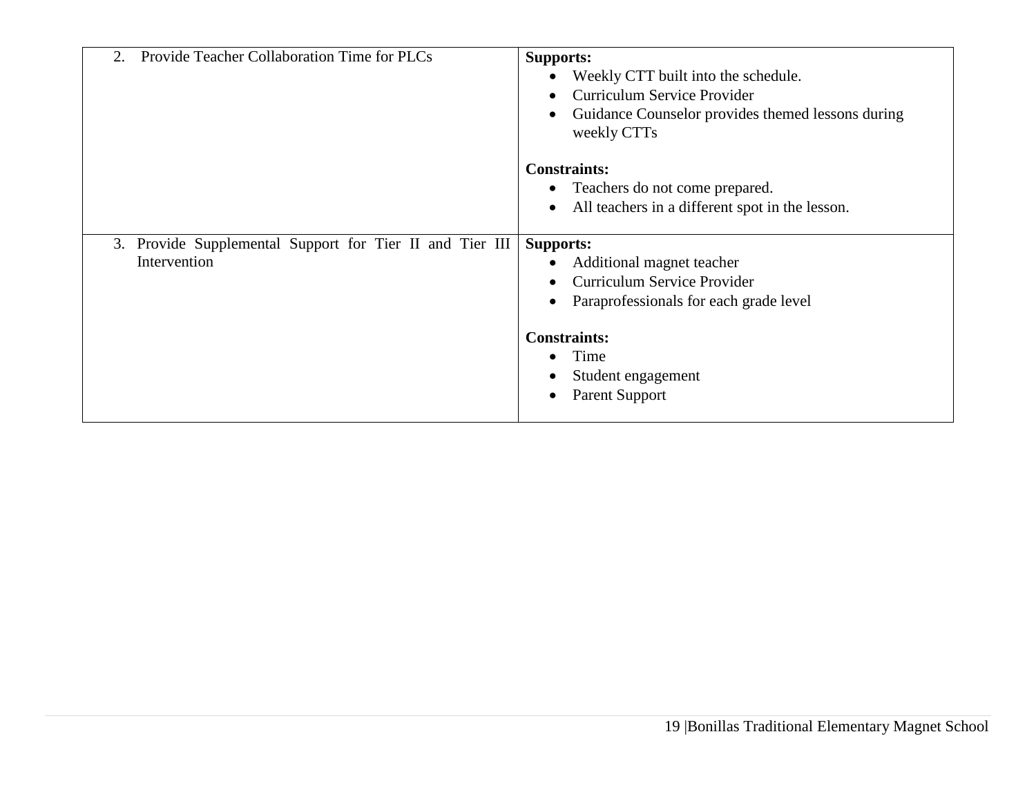| | |
|---|---|
| 2. Provide Teacher Collaboration Time for PLCs | **Supports:**<br>• Weekly CTT built into the schedule.<br>• Curriculum Service Provider<br>• Guidance Counselor provides themed lessons during weekly CTTs<br><br>**Constraints:**<br>• Teachers do not come prepared.<br>• All teachers in a different spot in the lesson. |
| 3. Provide Supplemental Support for Tier II and Tier III Intervention | **Supports:**<br>• Additional magnet teacher<br>• Curriculum Service Provider<br>• Paraprofessionals for each grade level<br><br>**Constraints:**<br>• Time<br>• Student engagement<br>• Parent Support |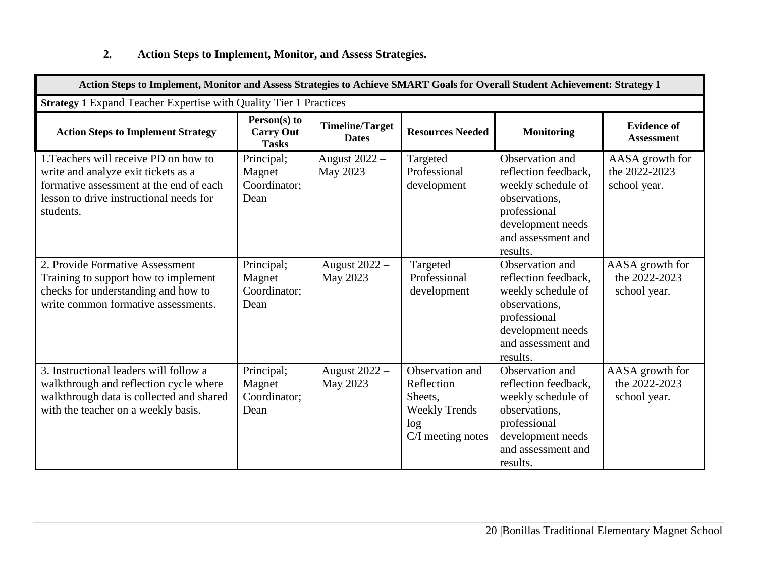## 2. Action Steps to Implement, Monitor, and Assess Strategies.

| Action Steps to Implement, Monitor and Assess Strategies to Achieve SMART Goals for Overall Student Achievement: Strategy 1 | | | | | |
|---|---|---|---|---|---|
| **Strategy 1** Expand Teacher Expertise with Quality Tier 1 Practices | | | | | |
| **Action Steps to Implement Strategy** | **Person(s) to Carry Out Tasks** | **Timeline/Target Dates** | **Resources Needed** | **Monitoring** | **Evidence of Assessment** |
| 1.Teachers will receive PD on how to write and analyze exit tickets as a formative assessment at the end of each lesson to drive instructional needs for students. | Principal; Magnet Coordinator; Dean | August 2022 – May 2023 | Targeted Professional development | Observation and reflection feedback, weekly schedule of observations, professional development needs and assessment and results. | AASA growth for the 2022-2023 school year. |
| 2. Provide Formative Assessment Training to support how to implement checks for understanding and how to write common formative assessments. | Principal; Magnet Coordinator; Dean | August 2022 – May 2023 | Targeted Professional development | Observation and reflection feedback, weekly schedule of observations, professional development needs and assessment and results. | AASA growth for the 2022-2023 school year. |
| 3. Instructional leaders will follow a walkthrough and reflection cycle where walkthrough data is collected and shared with the teacher on a weekly basis. | Principal; Magnet Coordinator; Dean | August 2022 – May 2023 | Observation and Reflection Sheets, Weekly Trends log C/I meeting notes | Observation and reflection feedback, weekly schedule of observations, professional development needs and assessment and results. | AASA growth for the 2022-2023 school year. |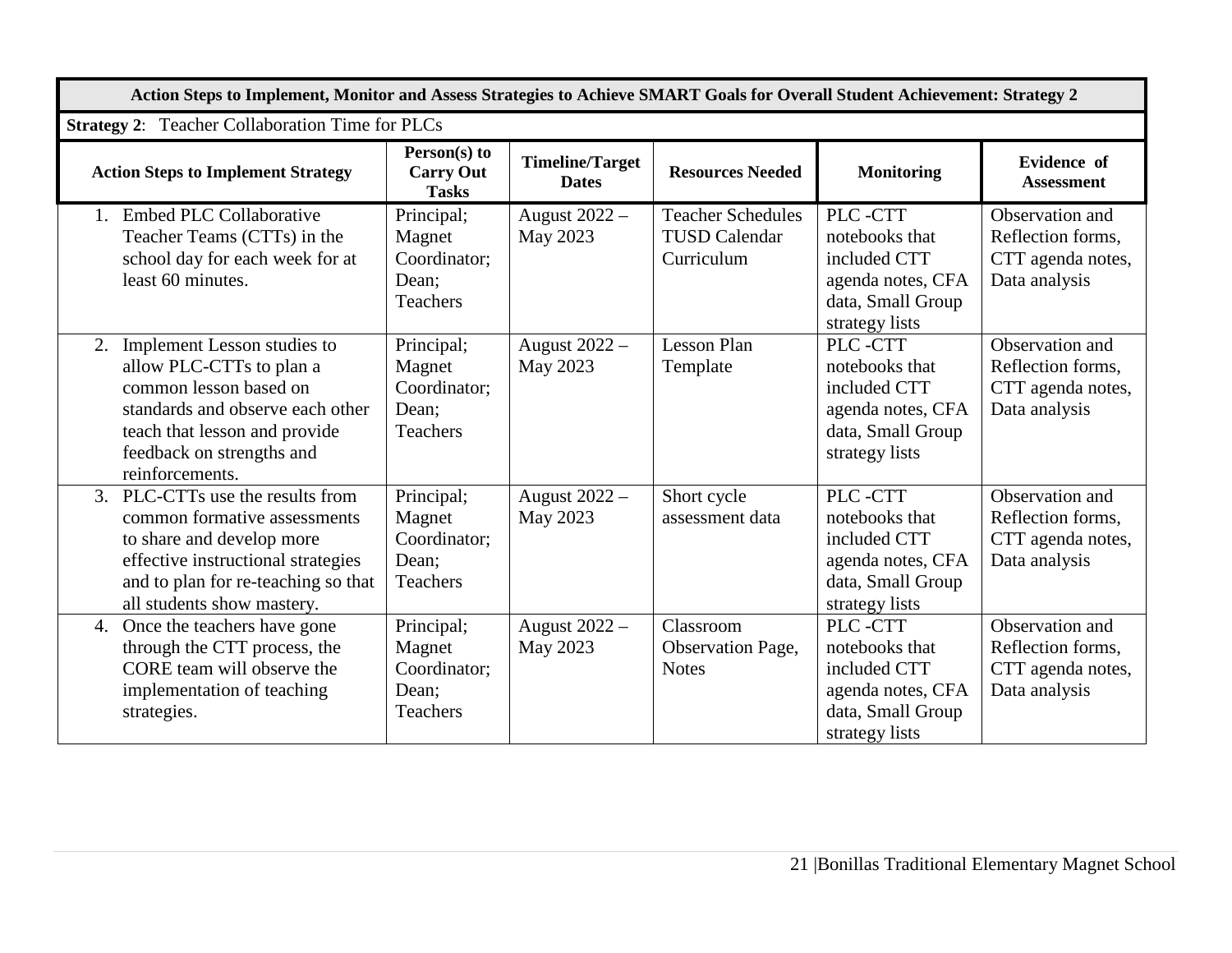| Action Steps to Implement, Monitor and Assess Strategies to Achieve SMART Goals for Overall Student Achievement: Strategy 2 | | | | | |
|---|---|---|---|---|---|
| **Strategy 2**: Teacher Collaboration Time for PLCs | | | | | |
| **Action Steps to Implement Strategy** | **Person(s) to Carry Out Tasks** | **Timeline/Target Dates** | **Resources Needed** | **Monitoring** | **Evidence of Assessment** |
| 1. Embed PLC Collaborative Teacher Teams (CTTs) in the school day for each week for at least 60 minutes. | Principal; Magnet Coordinator; Dean; Teachers | August 2022 – May 2023 | Teacher Schedules TUSD Calendar Curriculum | PLC -CTT notebooks that included CTT agenda notes, CFA data, Small Group strategy lists | Observation and Reflection forms, CTT agenda notes, Data analysis |
| 2. Implement Lesson studies to allow PLC-CTTs to plan a common lesson based on standards and observe each other teach that lesson and provide feedback on strengths and reinforcements. | Principal; Magnet Coordinator; Dean; Teachers | August 2022 – May 2023 | Lesson Plan Template | PLC -CTT notebooks that included CTT agenda notes, CFA data, Small Group strategy lists | Observation and Reflection forms, CTT agenda notes, Data analysis |
| 3. PLC-CTTs use the results from common formative assessments to share and develop more effective instructional strategies and to plan for re-teaching so that all students show mastery. | Principal; Magnet Coordinator; Dean; Teachers | August 2022 – May 2023 | Short cycle assessment data | PLC -CTT notebooks that included CTT agenda notes, CFA data, Small Group strategy lists | Observation and Reflection forms, CTT agenda notes, Data analysis |
| 4. Once the teachers have gone through the CTT process, the CORE team will observe the implementation of teaching strategies. | Principal; Magnet Coordinator; Dean; Teachers | August 2022 – May 2023 | Classroom Observation Page, Notes | PLC -CTT notebooks that included CTT agenda notes, CFA data, Small Group strategy lists | Observation and Reflection forms, CTT agenda notes, Data analysis |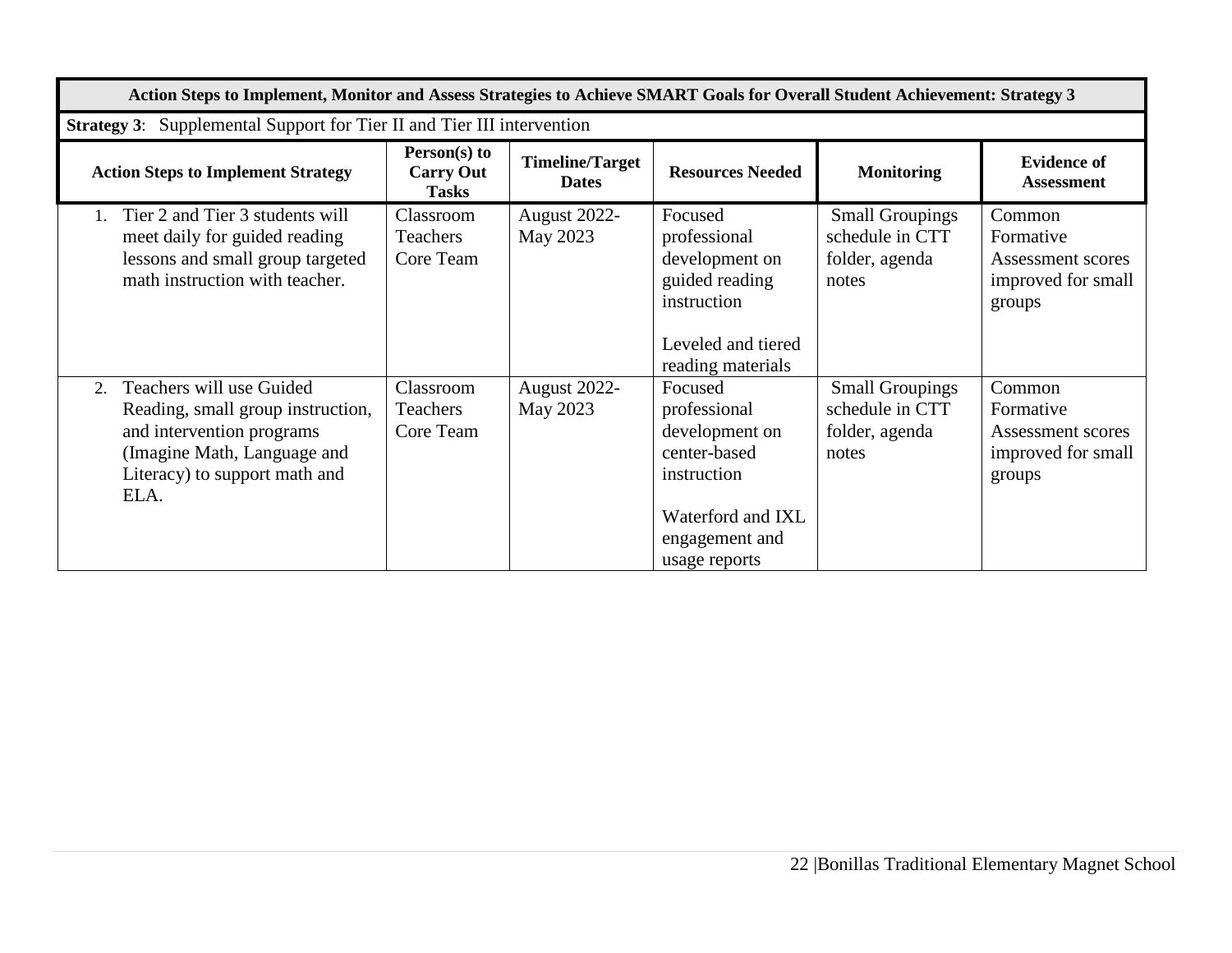| Action Steps to Implement, Monitor and Assess Strategies to Achieve SMART Goals for Overall Student Achievement: Strategy 3 | | | | | |
|---|---|---|---|---|---|
| **Strategy 3**: Supplemental Support for Tier II and Tier III intervention | | | | | |
| **Action Steps to Implement Strategy** | **Person(s) to Carry Out Tasks** | **Timeline/Target Dates** | **Resources Needed** | **Monitoring** | **Evidence of Assessment** |
| 1. Tier 2 and Tier 3 students will meet daily for guided reading lessons and small group targeted math instruction with teacher. | Classroom Teachers Core Team | August 2022-May 2023 | Focused professional development on guided reading instruction<br><br>Leveled and tiered reading materials | Small Groupings schedule in CTT folder, agenda notes | Common Formative Assessment scores improved for small groups |
| 2. Teachers will use Guided Reading, small group instruction, and intervention programs (Imagine Math, Language and Literacy) to support math and ELA. | Classroom Teachers Core Team | August 2022-May 2023 | Focused professional development on center-based instruction<br><br>Waterford and IXL engagement and usage reports | Small Groupings schedule in CTT folder, agenda notes | Common Formative Assessment scores improved for small groups |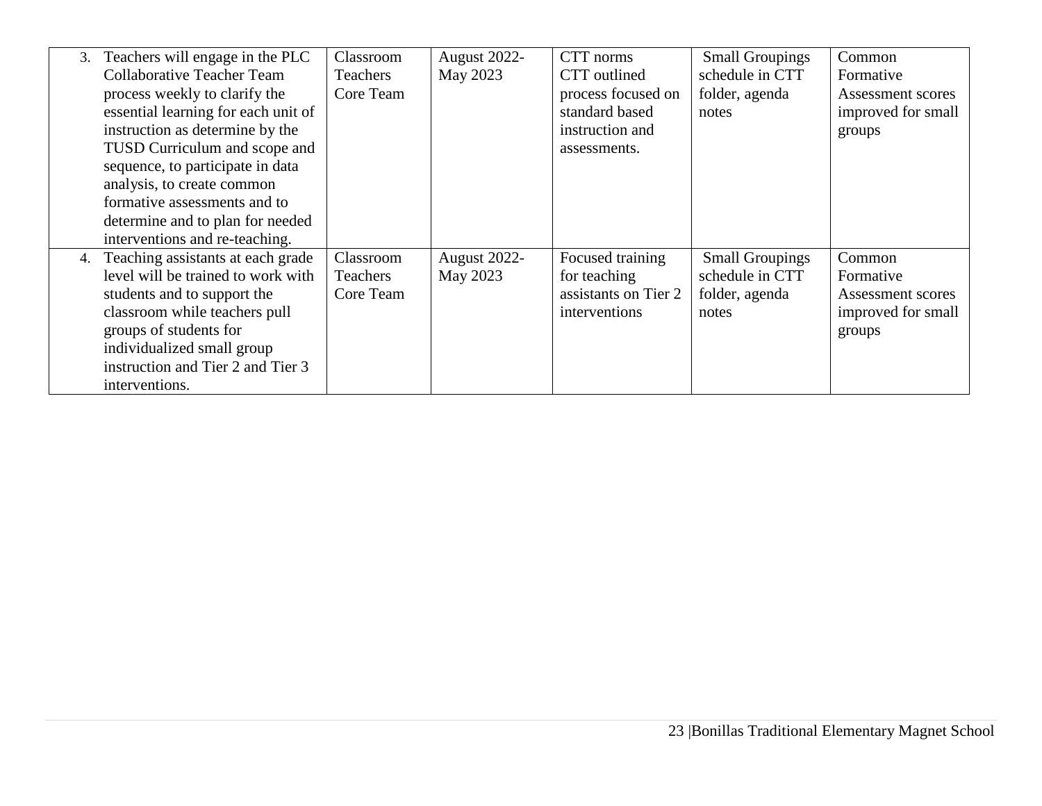| | | | | | |
|---|---|---|---|---|---|
| 3. Teachers will engage in the PLC Collaborative Teacher Team process weekly to clarify the essential learning for each unit of instruction as determine by the TUSD Curriculum and scope and sequence, to participate in data analysis, to create common formative assessments and to determine and to plan for needed interventions and re-teaching. | Classroom Teachers Core Team | August 2022-May 2023 | CTT norms CTT outlined process focused on standard based instruction and assessments. | Small Groupings schedule in CTT folder, agenda notes | Common Formative Assessment scores improved for small groups |
| 4. Teaching assistants at each grade level will be trained to work with students and to support the classroom while teachers pull groups of students for individualized small group instruction and Tier 2 and Tier 3 interventions. | Classroom Teachers Core Team | August 2022-May 2023 | Focused training for teaching assistants on Tier 2 interventions | Small Groupings schedule in CTT folder, agenda notes | Common Formative Assessment scores improved for small groups |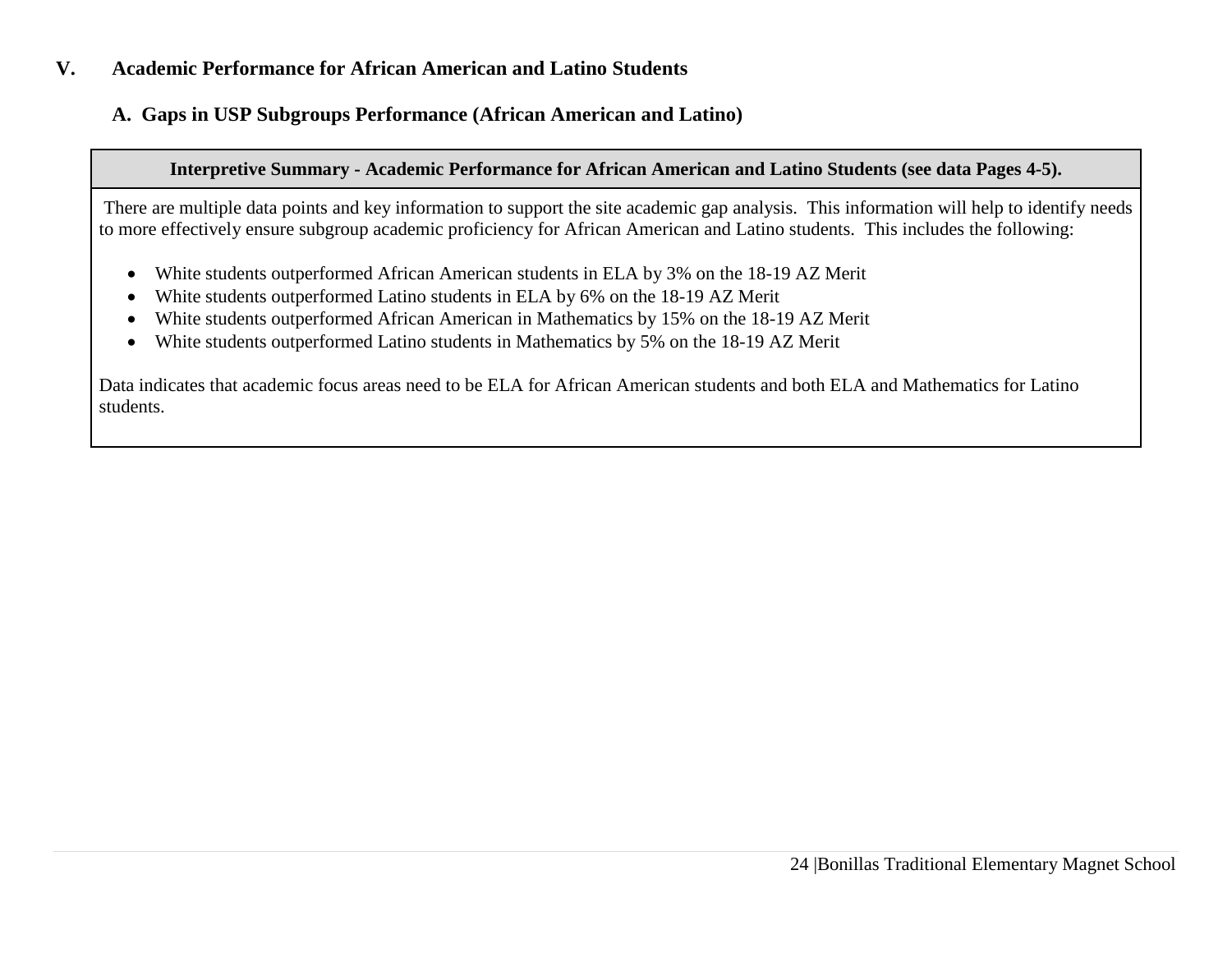## V. Academic Performance for African American and Latino Students

### A. Gaps in USP Subgroups Performance (African American and Latino)

**Interpretive Summary - Academic Performance for African American and Latino Students (see data Pages 4-5).**

There are multiple data points and key information to support the site academic gap analysis. This information will help to identify needs to more effectively ensure subgroup academic proficiency for African American and Latino students. This includes the following:

- White students outperformed African American students in ELA by 3% on the 18-19 AZ Merit
- White students outperformed Latino students in ELA by 6% on the 18-19 AZ Merit
- White students outperformed African American in Mathematics by 15% on the 18-19 AZ Merit
- White students outperformed Latino students in Mathematics by 5% on the 18-19 AZ Merit

Data indicates that academic focus areas need to be ELA for African American students and both ELA and Mathematics for Latino students.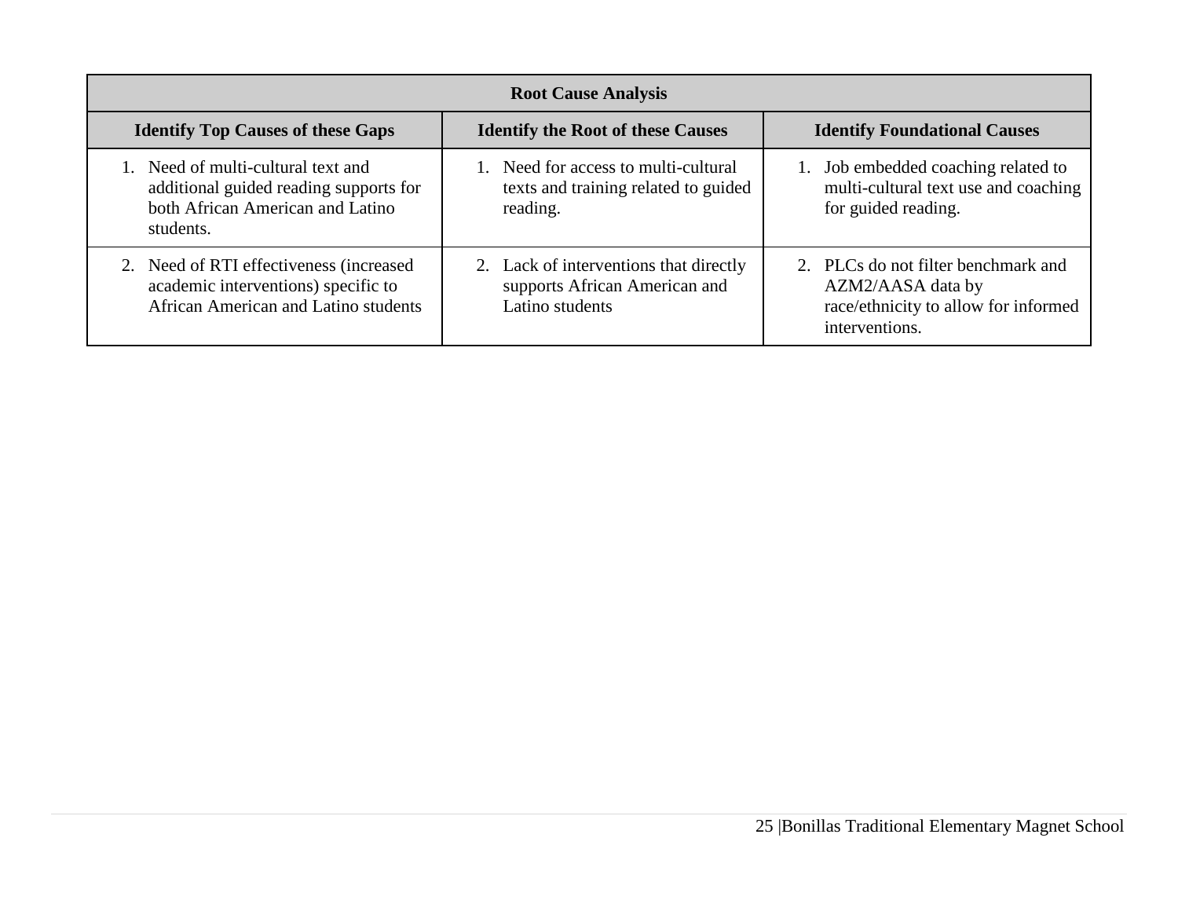| Root Cause Analysis | | |
|---|---|---|
| **Identify Top Causes of these Gaps** | **Identify the Root of these Causes** | **Identify Foundational Causes** |
| 1. Need of multi-cultural text and additional guided reading supports for both African American and Latino students. | 1. Need for access to multi-cultural texts and training related to guided reading. | 1. Job embedded coaching related to multi-cultural text use and coaching for guided reading. |
| 2. Need of RTI effectiveness (increased academic interventions) specific to African American and Latino students | 2. Lack of interventions that directly supports African American and Latino students | 2. PLCs do not filter benchmark and AZM2/AASA data by race/ethnicity to allow for informed interventions. |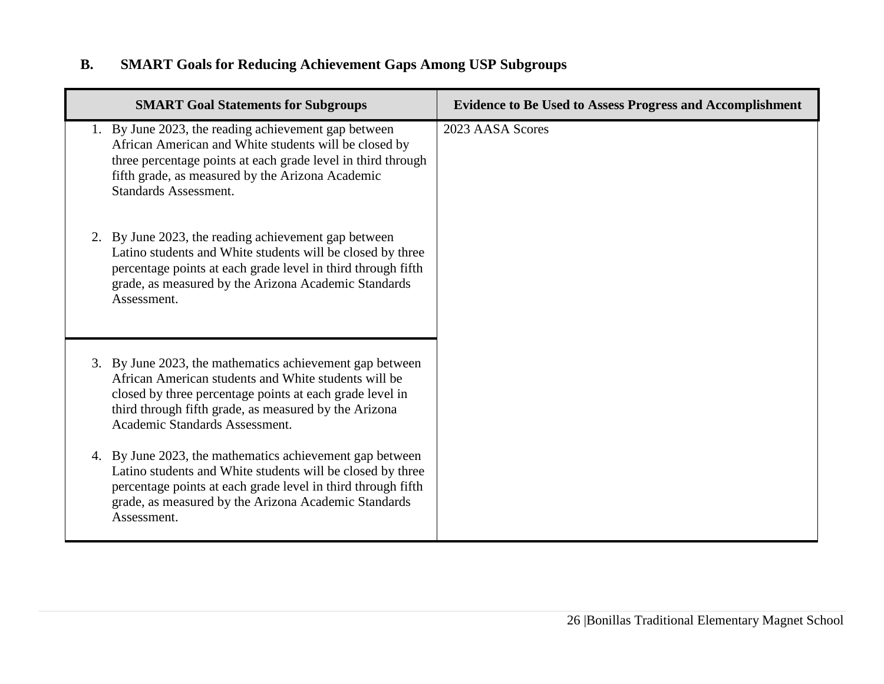## B. SMART Goals for Reducing Achievement Gaps Among USP Subgroups

| SMART Goal Statements for Subgroups | Evidence to Be Used to Assess Progress and Accomplishment |
|---|---|
| 1. By June 2023, the reading achievement gap between African American and White students will be closed by three percentage points at each grade level in third through fifth grade, as measured by the Arizona Academic Standards Assessment.<br><br>2. By June 2023, the reading achievement gap between Latino students and White students will be closed by three percentage points at each grade level in third through fifth grade, as measured by the Arizona Academic Standards Assessment. | 2023 AASA Scores |
| 3. By June 2023, the mathematics achievement gap between African American students and White students will be closed by three percentage points at each grade level in third through fifth grade, as measured by the Arizona Academic Standards Assessment.<br><br>4. By June 2023, the mathematics achievement gap between Latino students and White students will be closed by three percentage points at each grade level in third through fifth grade, as measured by the Arizona Academic Standards Assessment. | |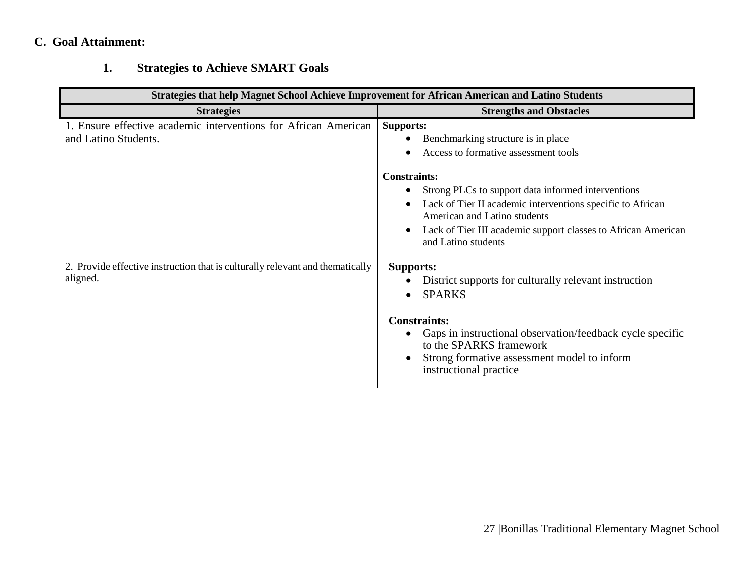**C. Goal Attainment:**

**1. Strategies to Achieve SMART Goals**

| Strategies that help Magnet School Achieve Improvement for African American and Latino Students | |
|---|---|
| **Strategies** | **Strengths and Obstacles** |
| 1. Ensure effective academic interventions for African American and Latino Students. | **Supports:**<br>• Benchmarking structure is in place<br>• Access to formative assessment tools<br><br>**Constraints:**<br>• Strong PLCs to support data informed interventions<br>• Lack of Tier II academic interventions specific to African American and Latino students<br>• Lack of Tier III academic support classes to African American and Latino students |
| 2. Provide effective instruction that is culturally relevant and thematically aligned. | **Supports:**<br>• District supports for culturally relevant instruction<br>• SPARKS<br><br>**Constraints:**<br>• Gaps in instructional observation/feedback cycle specific to the SPARKS framework<br>• Strong formative assessment model to inform instructional practice |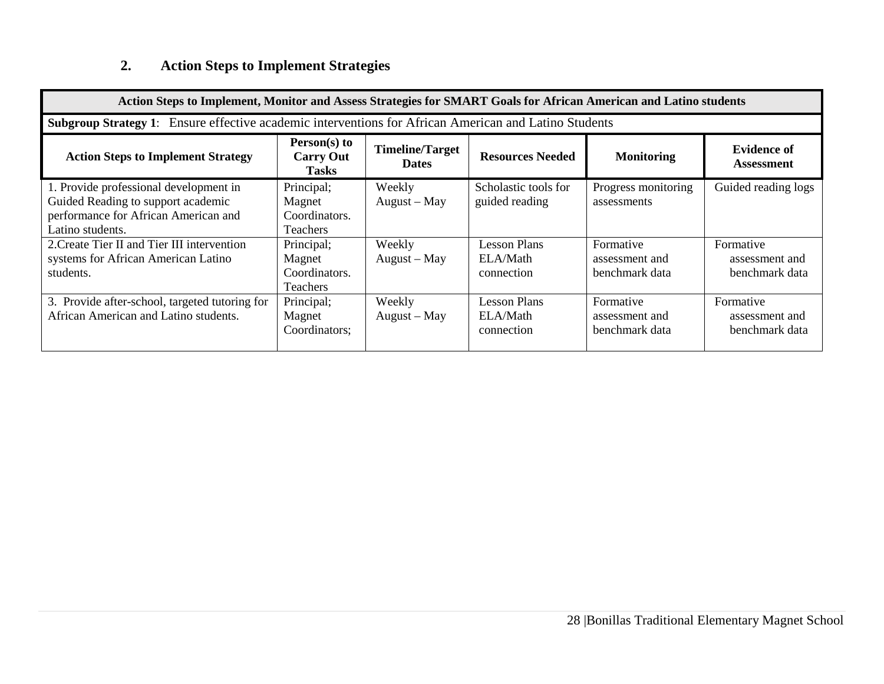## 2. Action Steps to Implement Strategies

| Action Steps to Implement, Monitor and Assess Strategies for SMART Goals for African American and Latino students | | | | | |
|---|---|---|---|---|---|
| **Subgroup Strategy 1**: Ensure effective academic interventions for African American and Latino Students | | | | | |
| **Action Steps to Implement Strategy** | **Person(s) to Carry Out Tasks** | **Timeline/Target Dates** | **Resources Needed** | **Monitoring** | **Evidence of Assessment** |
| 1. Provide professional development in Guided Reading to support academic performance for African American and Latino students. | Principal; Magnet Coordinators. Teachers | Weekly August – May | Scholastic tools for guided reading | Progress monitoring assessments | Guided reading logs |
| 2.Create Tier II and Tier III intervention systems for African American Latino students. | Principal; Magnet Coordinators. Teachers | Weekly August – May | Lesson Plans ELA/Math connection | Formative assessment and benchmark data | Formative assessment and benchmark data |
| 3. Provide after-school, targeted tutoring for African American and Latino students. | Principal; Magnet Coordinators; | Weekly August – May | Lesson Plans ELA/Math connection | Formative assessment and benchmark data | Formative assessment and benchmark data |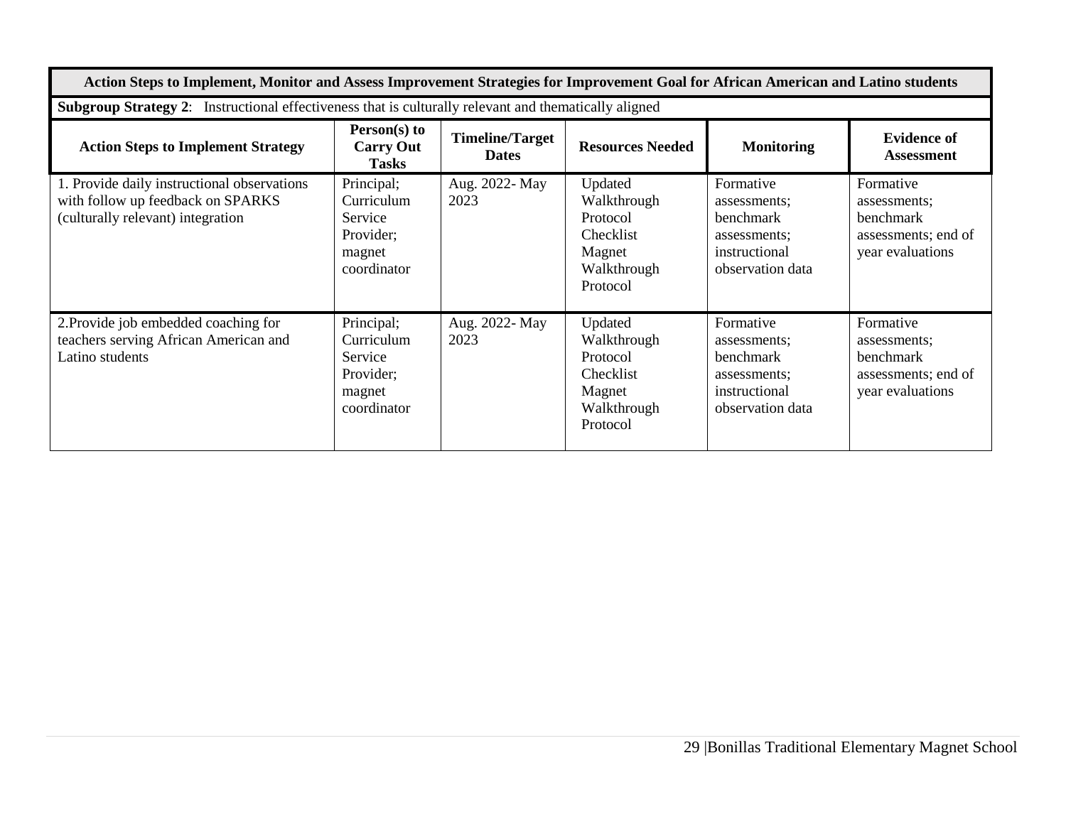| **Action Steps to Implement, Monitor and Assess Improvement Strategies for Improvement Goal for African American and Latino students** | | | | | |
|---|---|---|---|---|---|
| **Subgroup Strategy 2**: Instructional effectiveness that is culturally relevant and thematically aligned | | | | | |
| **Action Steps to Implement Strategy** | **Person(s) to Carry Out Tasks** | **Timeline/Target Dates** | **Resources Needed** | **Monitoring** | **Evidence of Assessment** |
| 1. Provide daily instructional observations with follow up feedback on SPARKS (culturally relevant) integration | Principal; Curriculum Service Provider; magnet coordinator | Aug. 2022- May 2023 | Updated Walkthrough Protocol Checklist Magnet Walkthrough Protocol | Formative assessments; benchmark assessments; instructional observation data | Formative assessments; benchmark assessments; end of year evaluations |
| 2.Provide job embedded coaching for teachers serving African American and Latino students | Principal; Curriculum Service Provider; magnet coordinator | Aug. 2022- May 2023 | Updated Walkthrough Protocol Checklist Magnet Walkthrough Protocol | Formative assessments; benchmark assessments; instructional observation data | Formative assessments; benchmark assessments; end of year evaluations |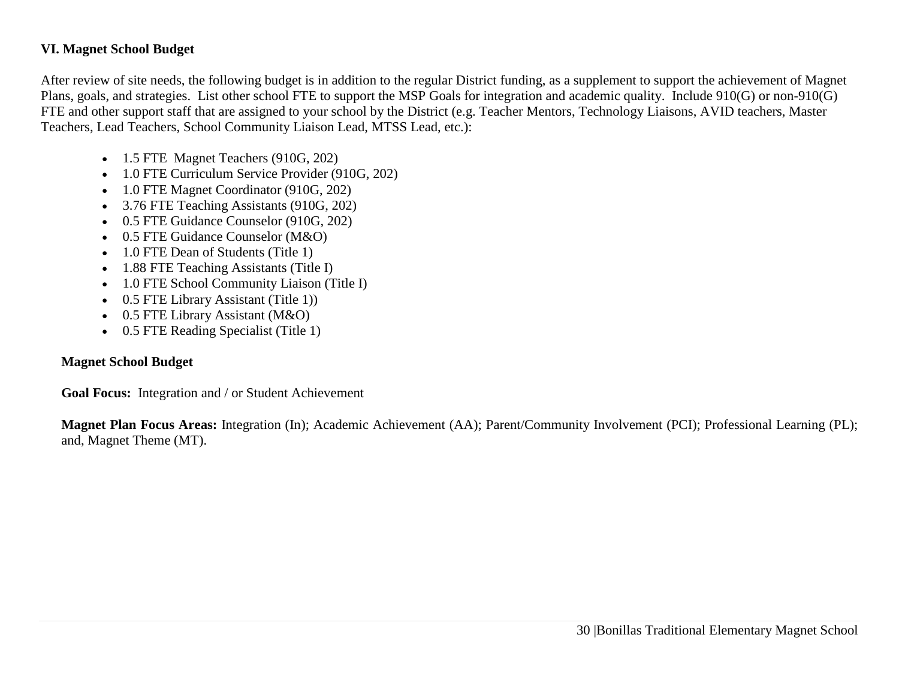### VI. Magnet School Budget

After review of site needs, the following budget is in addition to the regular District funding, as a supplement to support the achievement of Magnet Plans, goals, and strategies. List other school FTE to support the MSP Goals for integration and academic quality. Include 910(G) or non-910(G) FTE and other support staff that are assigned to your school by the District (e.g. Teacher Mentors, Technology Liaisons, AVID teachers, Master Teachers, Lead Teachers, School Community Liaison Lead, MTSS Lead, etc.):

- 1.5 FTE Magnet Teachers (910G, 202)
- 1.0 FTE Curriculum Service Provider (910G, 202)
- 1.0 FTE Magnet Coordinator (910G, 202)
- 3.76 FTE Teaching Assistants (910G, 202)
- 0.5 FTE Guidance Counselor (910G, 202)
- 0.5 FTE Guidance Counselor (M&O)
- 1.0 FTE Dean of Students (Title 1)
- 1.88 FTE Teaching Assistants (Title I)
- 1.0 FTE School Community Liaison (Title I)
- 0.5 FTE Library Assistant (Title 1))
- 0.5 FTE Library Assistant (M&O)
- 0.5 FTE Reading Specialist (Title 1)

**Magnet School Budget**

**Goal Focus:** Integration and / or Student Achievement

**Magnet Plan Focus Areas:** Integration (In); Academic Achievement (AA); Parent/Community Involvement (PCI); Professional Learning (PL); and, Magnet Theme (MT).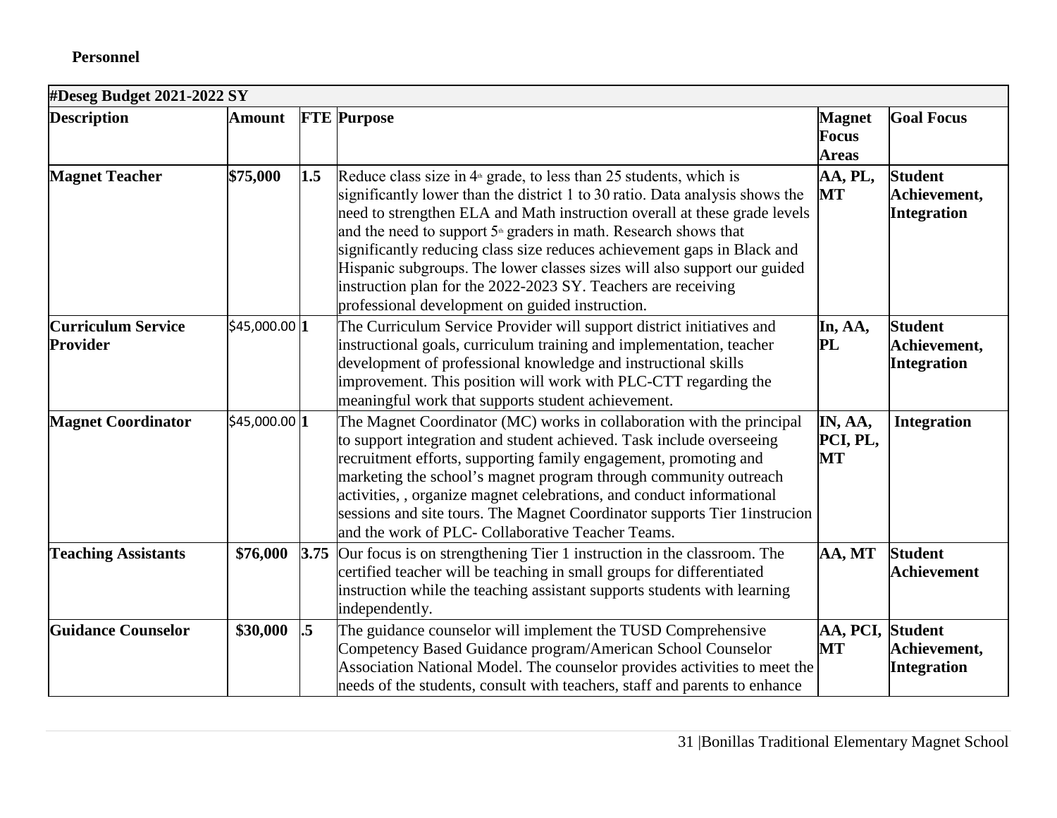**Personnel**

| #Deseg Budget 2021-2022 SY | | | | | |
|---|---|---|---|---|---|
| **Description** | **Amount** | **FTE** | **Purpose** | **Magnet Focus Areas** | **Goal Focus** |
| **Magnet Teacher** | **$75,000** | **1.5** | Reduce class size in 4th grade, to less than 25 students, which is significantly lower than the district 1 to 30 ratio. Data analysis shows the need to strengthen ELA and Math instruction overall at these grade levels and the need to support 5th graders in math. Research shows that significantly reducing class size reduces achievement gaps in Black and Hispanic subgroups. The lower classes sizes will also support our guided instruction plan for the 2022-2023 SY. Teachers are receiving professional development on guided instruction. | **AA, PL, MT** | **Student Achievement, Integration** |
| **Curriculum Service Provider** | $45,000.00 | **1** | The Curriculum Service Provider will support district initiatives and instructional goals, curriculum training and implementation, teacher development of professional knowledge and instructional skills improvement. This position will work with PLC-CTT regarding the meaningful work that supports student achievement. | **In, AA, PL** | **Student Achievement, Integration** |
| **Magnet Coordinator** | $45,000.00 | **1** | The Magnet Coordinator (MC) works in collaboration with the principal to support integration and student achieved. Task include overseeing recruitment efforts, supporting family engagement, promoting and marketing the school's magnet program through community outreach activities, , organize magnet celebrations, and conduct informational sessions and site tours. The Magnet Coordinator supports Tier 1instrucion and the work of PLC- Collaborative Teacher Teams. | **IN, AA, PCI, PL, MT** | **Integration** |
| **Teaching Assistants** | **$76,000** | **3.75** | Our focus is on strengthening Tier 1 instruction in the classroom. The certified teacher will be teaching in small groups for differentiated instruction while the teaching assistant supports students with learning independently. | **AA, MT** | **Student Achievement** |
| **Guidance Counselor** | **$30,000** | **.5** | The guidance counselor will implement the TUSD Comprehensive Competency Based Guidance program/American School Counselor Association National Model. The counselor provides activities to meet the needs of the students, consult with teachers, staff and parents to enhance | **AA, PCI, MT** | **Student Achievement, Integration** |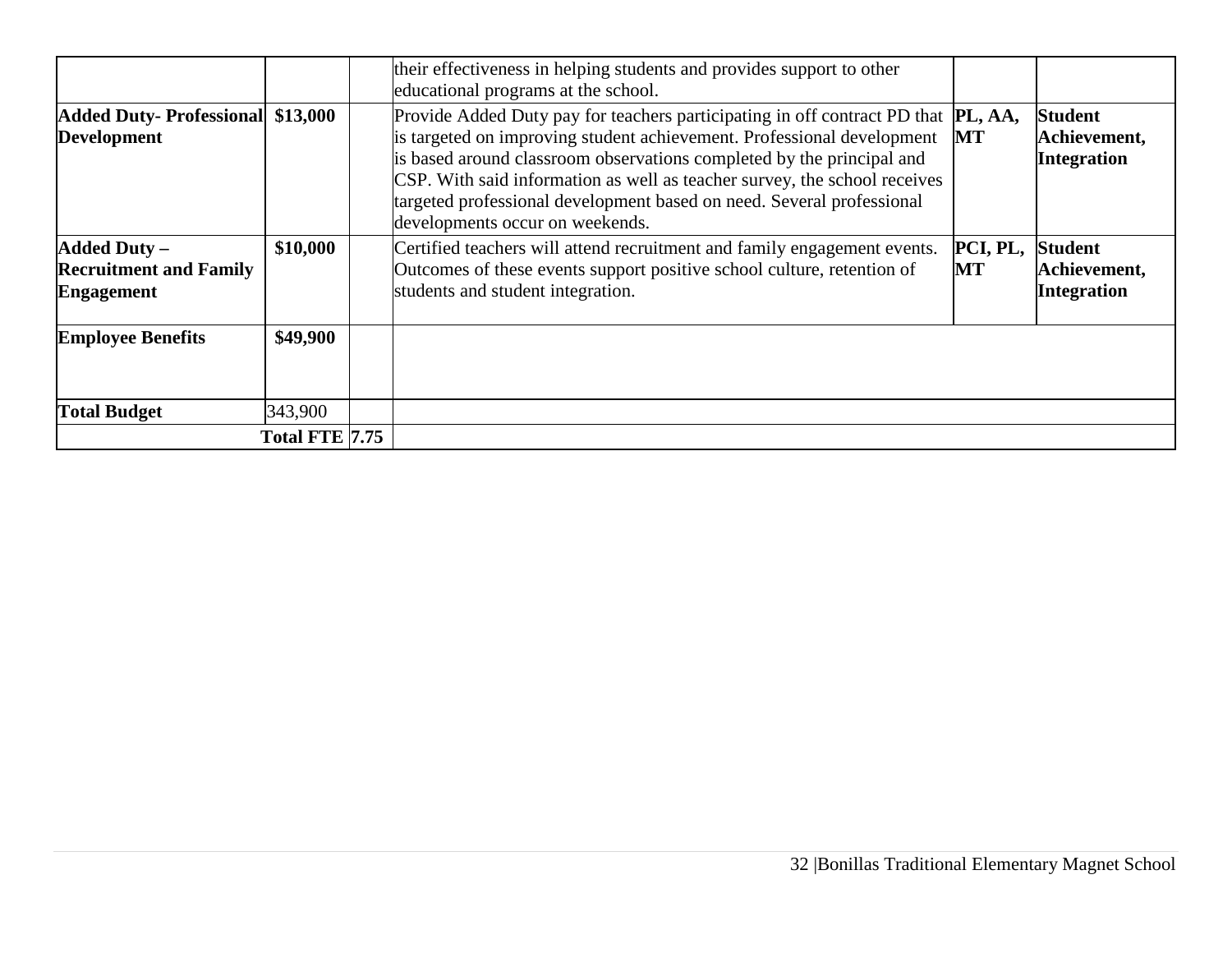|  |  |  |  |  |  |
|---|---|---|---|---|---|
|  |  |  | their effectiveness in helping students and provides support to other educational programs at the school. |  |  |
| **Added Duty- Professional Development** | **$13,000** |  | Provide Added Duty pay for teachers participating in off contract PD that is targeted on improving student achievement. Professional development is based around classroom observations completed by the principal and CSP. With said information as well as teacher survey, the school receives targeted professional development based on need. Several professional developments occur on weekends. | **PL, AA, MT** | **Student Achievement, Integration** |
| **Added Duty – Recruitment and Family Engagement** | **$10,000** |  | Certified teachers will attend recruitment and family engagement events. Outcomes of these events support positive school culture, retention of students and student integration. | **PCI, PL, MT** | **Student Achievement, Integration** |
| **Employee Benefits** | **$49,900** |  |  |  |  |
| **Total Budget** | 343,900 |  |  |  |  |
|  | **Total FTE** | **7.75** |  |  |  |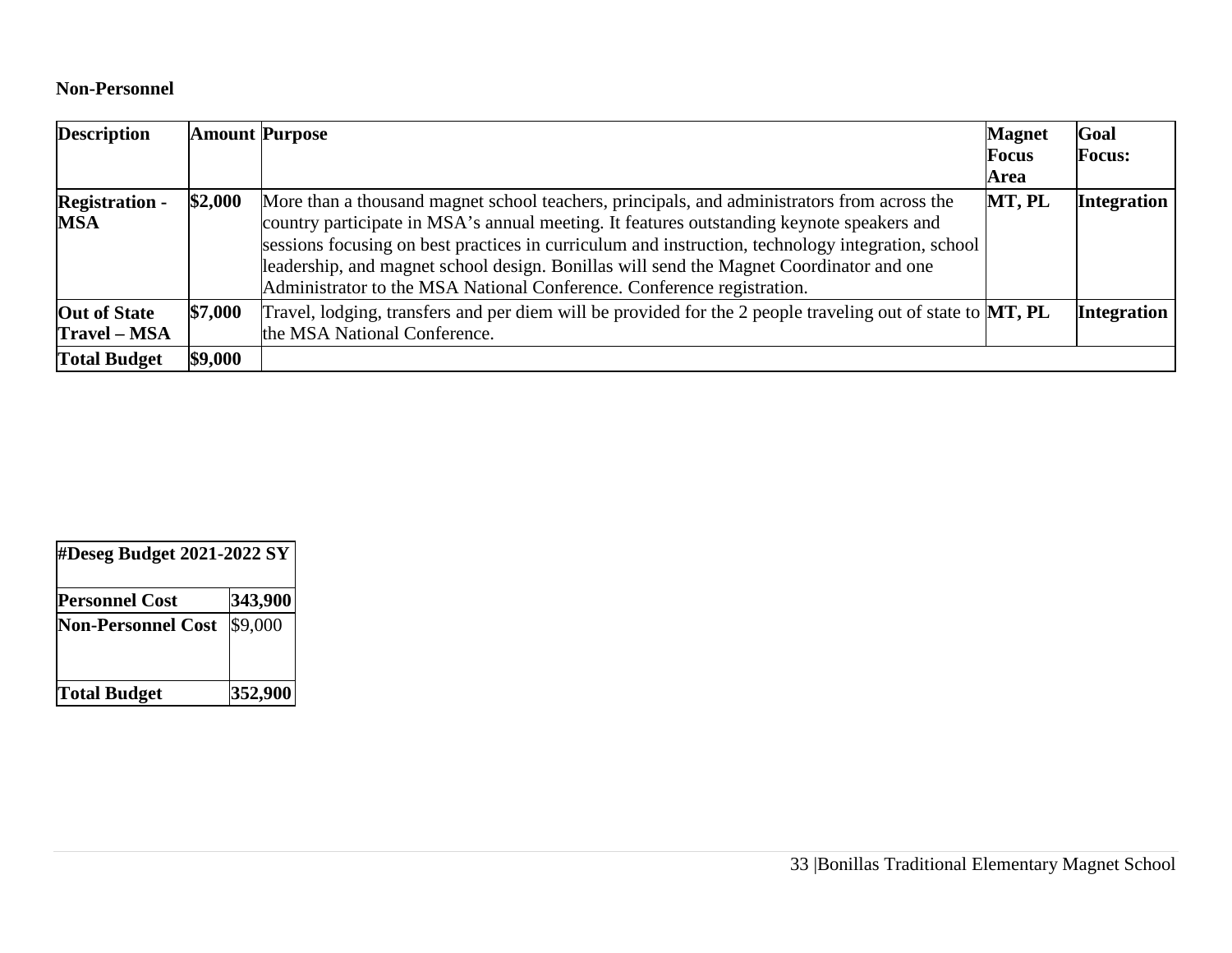**Non-Personnel**

| Description | Amount | Purpose | Magnet Focus Area | Goal Focus: |
|---|---|---|---|---|
| **Registration - MSA** | **$2,000** | More than a thousand magnet school teachers, principals, and administrators from across the country participate in MSA's annual meeting. It features outstanding keynote speakers and sessions focusing on best practices in curriculum and instruction, technology integration, school leadership, and magnet school design. Bonillas will send the Magnet Coordinator and one Administrator to the MSA National Conference. Conference registration. | **MT, PL** | **Integration** |
| **Out of State Travel – MSA** | **$7,000** | Travel, lodging, transfers and per diem will be provided for the 2 people traveling out of state to the MSA National Conference. | **MT, PL** | **Integration** |
| **Total Budget** | **$9,000** | | | |

| #Deseg Budget 2021-2022 SY | |
|---|---|
| **Personnel Cost** | **343,900** |
| **Non-Personnel Cost** | $9,000 |
| **Total Budget** | **352,900** |